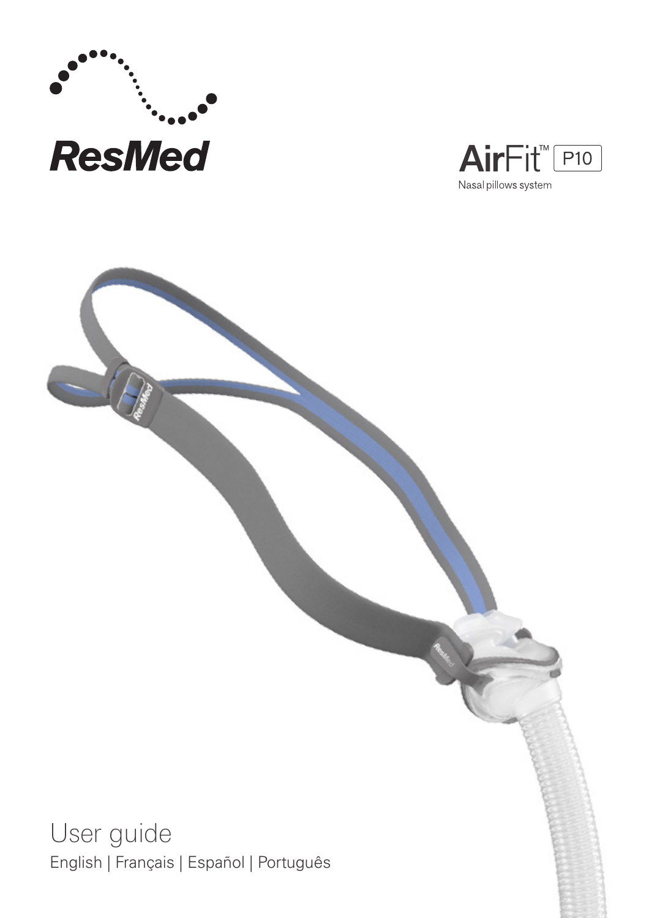ResMed

# AirFit™ P10

Nasal pillows system

User guide

English | Français | Español | Português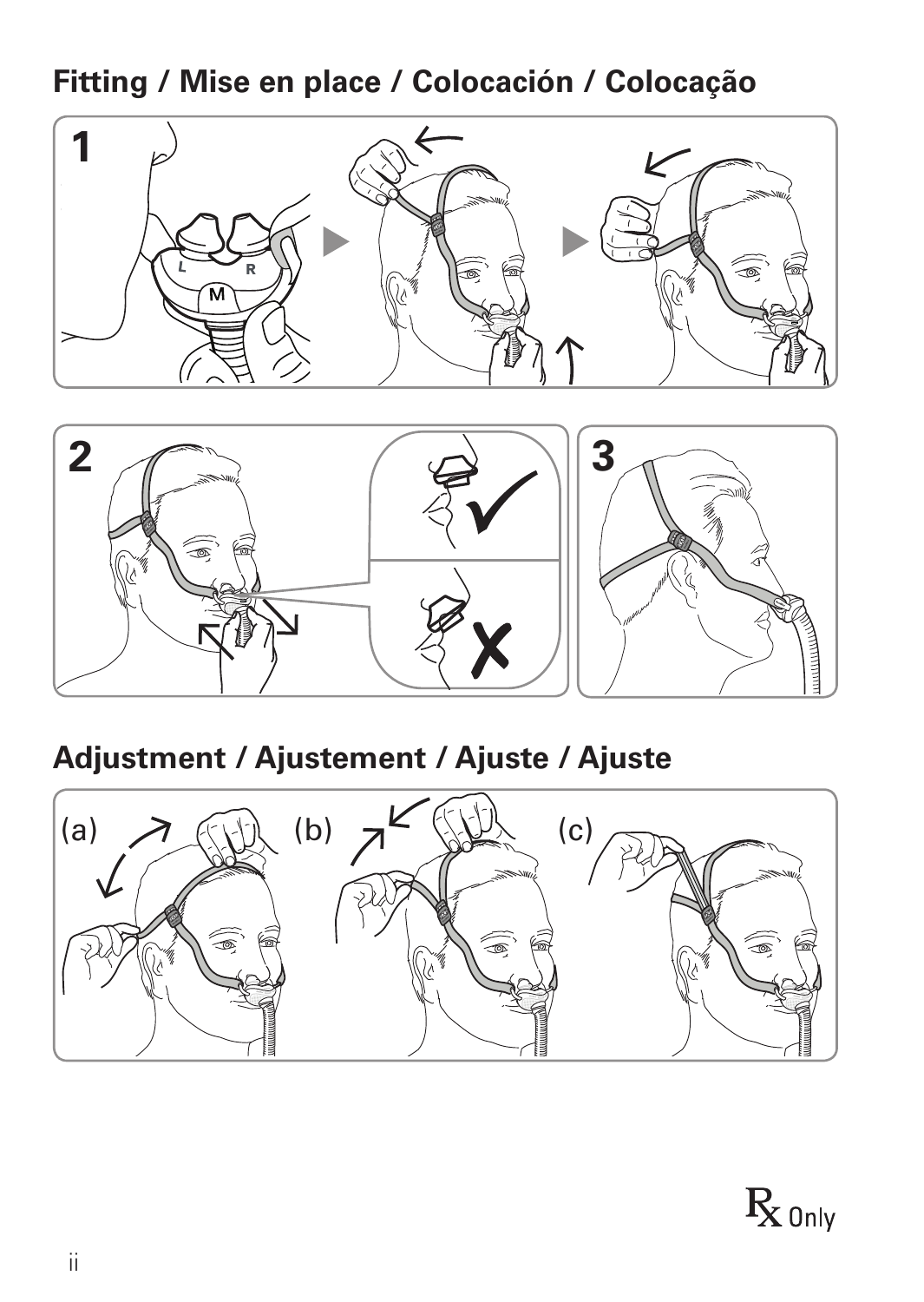## Fitting / Mise en place / Colocación / Colocação

1

2

3

## Adjustment / Ajustement / Ajuste / Ajuste

(a)

(b)

(c)

℞ Only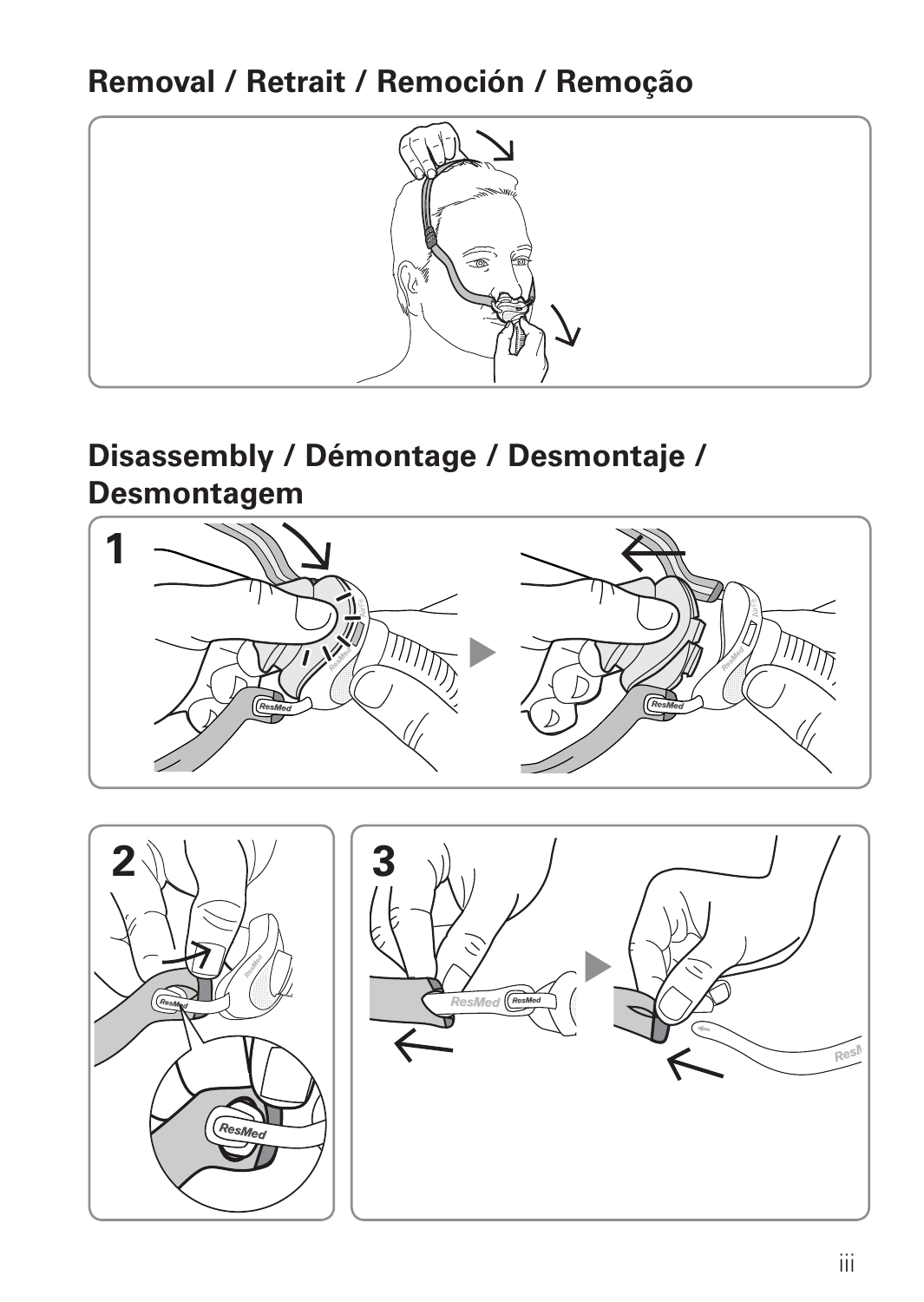## Removal / Retrait / Remoción / Remoção

## Disassembly / Démontage / Desmontaje / Desmontagem

1

2

3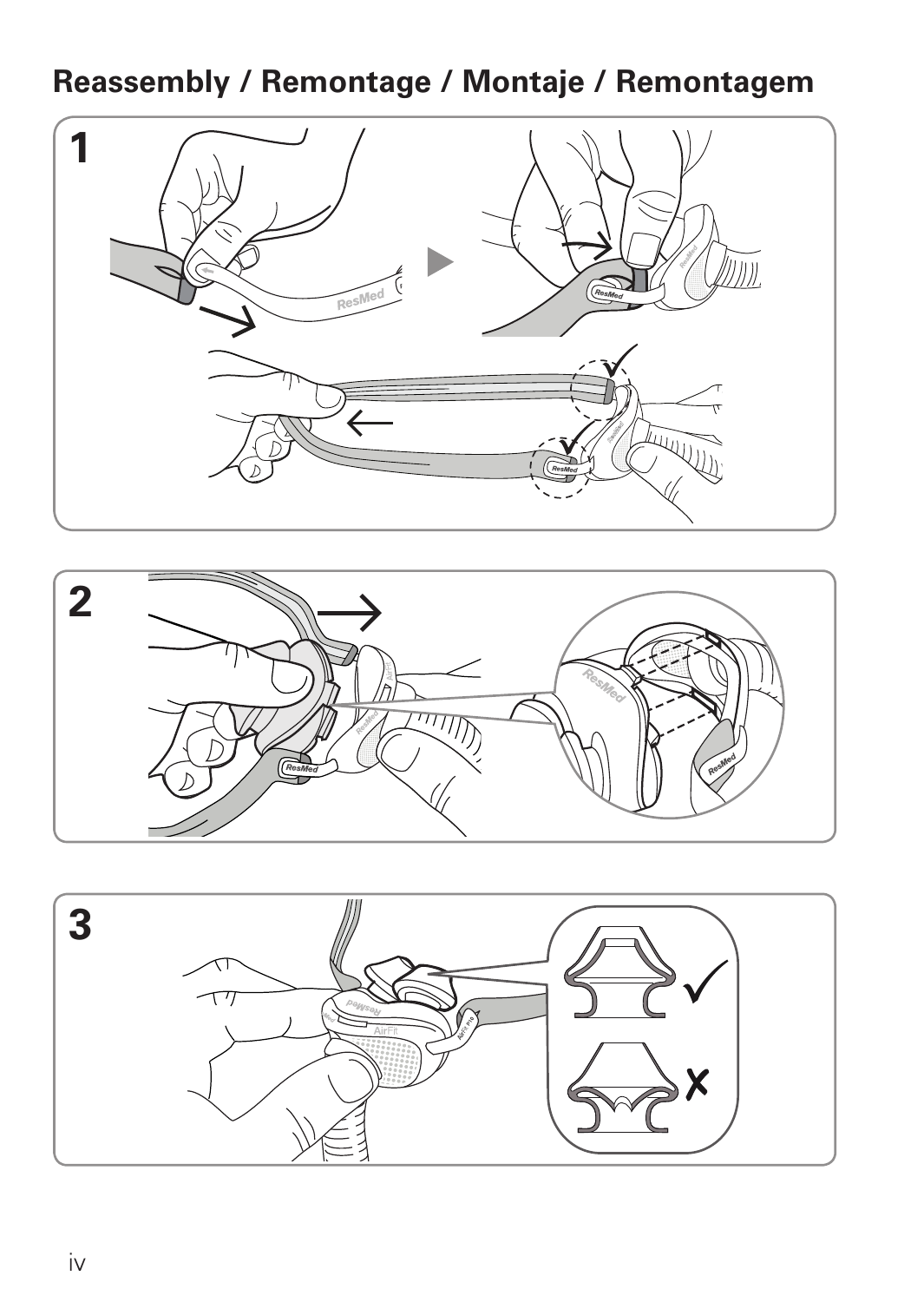# Reassembly / Remontage / Montaje / Remontagem

1

2

3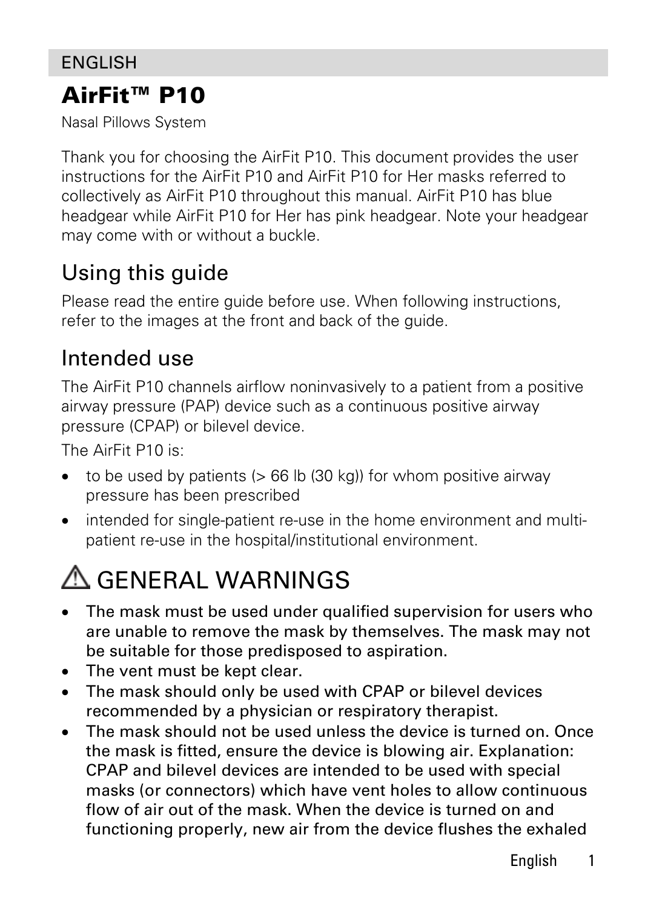ENGLISH

# AirFit™ P10

Nasal Pillows System

Thank you for choosing the AirFit P10. This document provides the user instructions for the AirFit P10 and AirFit P10 for Her masks referred to collectively as AirFit P10 throughout this manual. AirFit P10 has blue headgear while AirFit P10 for Her has pink headgear. Note your headgear may come with or without a buckle.

## Using this guide

Please read the entire guide before use. When following instructions, refer to the images at the front and back of the guide.

## Intended use

The AirFit P10 channels airflow noninvasively to a patient from a positive airway pressure (PAP) device such as a continuous positive airway pressure (CPAP) or bilevel device.

The AirFit P10 is:

- to be used by patients (> 66 lb (30 kg)) for whom positive airway pressure has been prescribed
- intended for single-patient re-use in the home environment and multi-patient re-use in the hospital/institutional environment.

## ⚠ GENERAL WARNINGS

- **The mask must be used under qualified supervision for users who are unable to remove the mask by themselves. The mask may not be suitable for those predisposed to aspiration.**
- **The vent must be kept clear.**
- **The mask should only be used with CPAP or bilevel devices recommended by a physician or respiratory therapist.**
- **The mask should not be used unless the device is turned on. Once the mask is fitted, ensure the device is blowing air. Explanation: CPAP and bilevel devices are intended to be used with special masks (or connectors) which have vent holes to allow continuous flow of air out of the mask. When the device is turned on and functioning properly, new air from the device flushes the exhaled**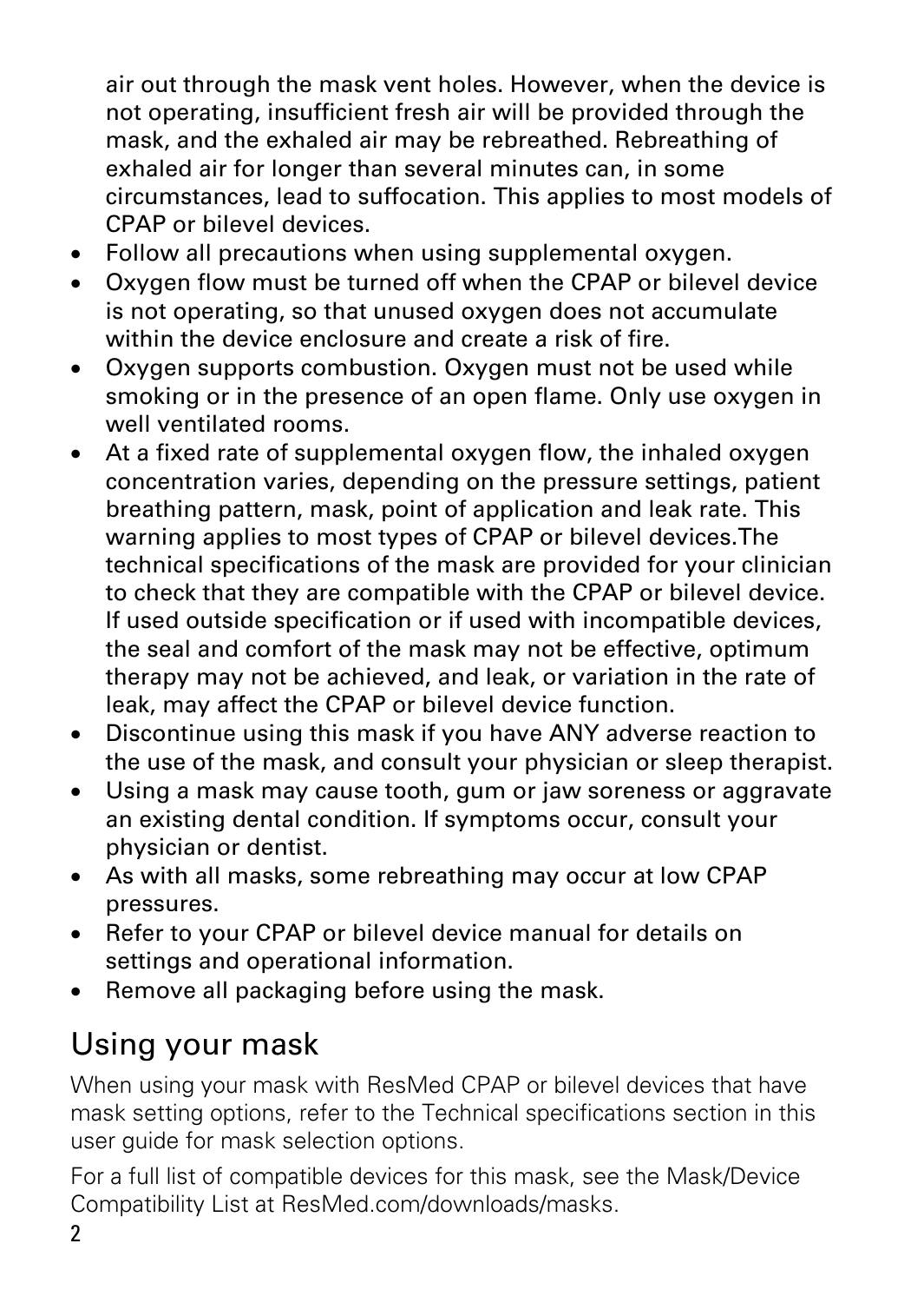air out through the mask vent holes. However, when the device is not operating, insufficient fresh air will be provided through the mask, and the exhaled air may be rebreathed. Rebreathing of exhaled air for longer than several minutes can, in some circumstances, lead to suffocation. This applies to most models of CPAP or bilevel devices.

- Follow all precautions when using supplemental oxygen.
- Oxygen flow must be turned off when the CPAP or bilevel device is not operating, so that unused oxygen does not accumulate within the device enclosure and create a risk of fire.
- Oxygen supports combustion. Oxygen must not be used while smoking or in the presence of an open flame. Only use oxygen in well ventilated rooms.
- At a fixed rate of supplemental oxygen flow, the inhaled oxygen concentration varies, depending on the pressure settings, patient breathing pattern, mask, point of application and leak rate. This warning applies to most types of CPAP or bilevel devices.The technical specifications of the mask are provided for your clinician to check that they are compatible with the CPAP or bilevel device. If used outside specification or if used with incompatible devices, the seal and comfort of the mask may not be effective, optimum therapy may not be achieved, and leak, or variation in the rate of leak, may affect the CPAP or bilevel device function.
- Discontinue using this mask if you have ANY adverse reaction to the use of the mask, and consult your physician or sleep therapist.
- Using a mask may cause tooth, gum or jaw soreness or aggravate an existing dental condition. If symptoms occur, consult your physician or dentist.
- As with all masks, some rebreathing may occur at low CPAP pressures.
- Refer to your CPAP or bilevel device manual for details on settings and operational information.
- Remove all packaging before using the mask.

## Using your mask

When using your mask with ResMed CPAP or bilevel devices that have mask setting options, refer to the Technical specifications section in this user guide for mask selection options.

For a full list of compatible devices for this mask, see the Mask/Device Compatibility List at ResMed.com/downloads/masks.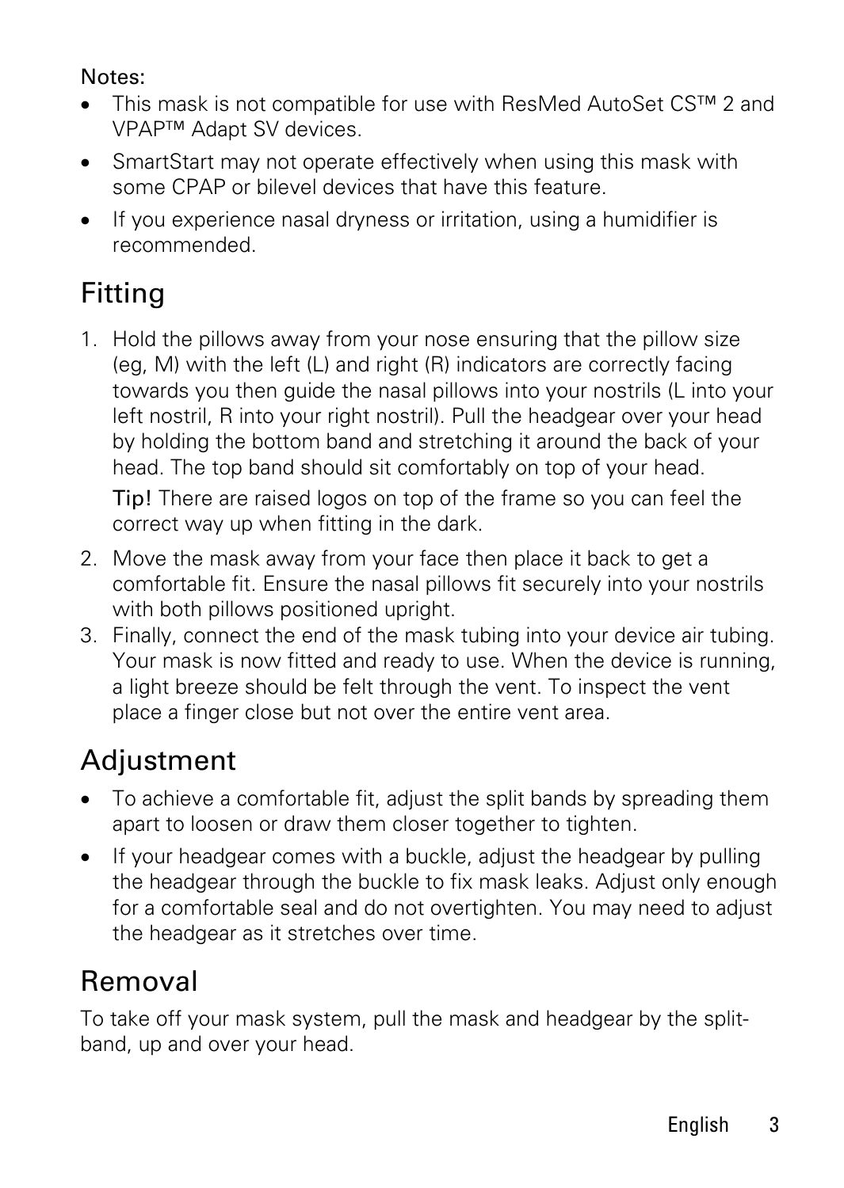Notes:

- This mask is not compatible for use with ResMed AutoSet CS™ 2 and VPAP™ Adapt SV devices.
- SmartStart may not operate effectively when using this mask with some CPAP or bilevel devices that have this feature.
- If you experience nasal dryness or irritation, using a humidifier is recommended.

## Fitting

1. Hold the pillows away from your nose ensuring that the pillow size (eg, M) with the left (L) and right (R) indicators are correctly facing towards you then guide the nasal pillows into your nostrils (L into your left nostril, R into your right nostril). Pull the headgear over your head by holding the bottom band and stretching it around the back of your head. The top band should sit comfortably on top of your head.

   Tip! There are raised logos on top of the frame so you can feel the correct way up when fitting in the dark.

2. Move the mask away from your face then place it back to get a comfortable fit. Ensure the nasal pillows fit securely into your nostrils with both pillows positioned upright.
3. Finally, connect the end of the mask tubing into your device air tubing. Your mask is now fitted and ready to use. When the device is running, a light breeze should be felt through the vent. To inspect the vent place a finger close but not over the entire vent area.

## Adjustment

- To achieve a comfortable fit, adjust the split bands by spreading them apart to loosen or draw them closer together to tighten.
- If your headgear comes with a buckle, adjust the headgear by pulling the headgear through the buckle to fix mask leaks. Adjust only enough for a comfortable seal and do not overtighten. You may need to adjust the headgear as it stretches over time.

## Removal

To take off your mask system, pull the mask and headgear by the split-band, up and over your head.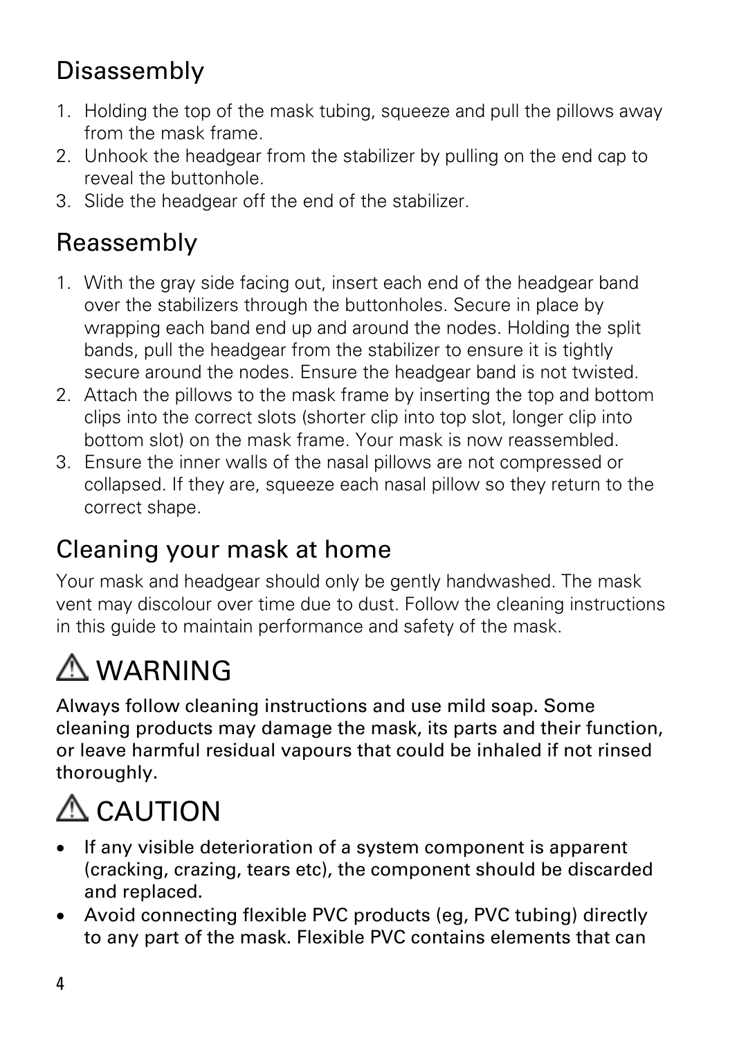## Disassembly

1. Holding the top of the mask tubing, squeeze and pull the pillows away from the mask frame.
2. Unhook the headgear from the stabilizer by pulling on the end cap to reveal the buttonhole.
3. Slide the headgear off the end of the stabilizer.

## Reassembly

1. With the gray side facing out, insert each end of the headgear band over the stabilizers through the buttonholes. Secure in place by wrapping each band end up and around the nodes. Holding the split bands, pull the headgear from the stabilizer to ensure it is tightly secure around the nodes. Ensure the headgear band is not twisted.
2. Attach the pillows to the mask frame by inserting the top and bottom clips into the correct slots (shorter clip into top slot, longer clip into bottom slot) on the mask frame. Your mask is now reassembled.
3. Ensure the inner walls of the nasal pillows are not compressed or collapsed. If they are, squeeze each nasal pillow so they return to the correct shape.

## Cleaning your mask at home

Your mask and headgear should only be gently handwashed. The mask vent may discolour over time due to dust. Follow the cleaning instructions in this guide to maintain performance and safety of the mask.

# ⚠ WARNING

**Always follow cleaning instructions and use mild soap. Some cleaning products may damage the mask, its parts and their function, or leave harmful residual vapours that could be inhaled if not rinsed thoroughly.**

# ⚠ CAUTION

- **If any visible deterioration of a system component is apparent (cracking, crazing, tears etc), the component should be discarded and replaced.**
- **Avoid connecting flexible PVC products (eg, PVC tubing) directly to any part of the mask. Flexible PVC contains elements that can**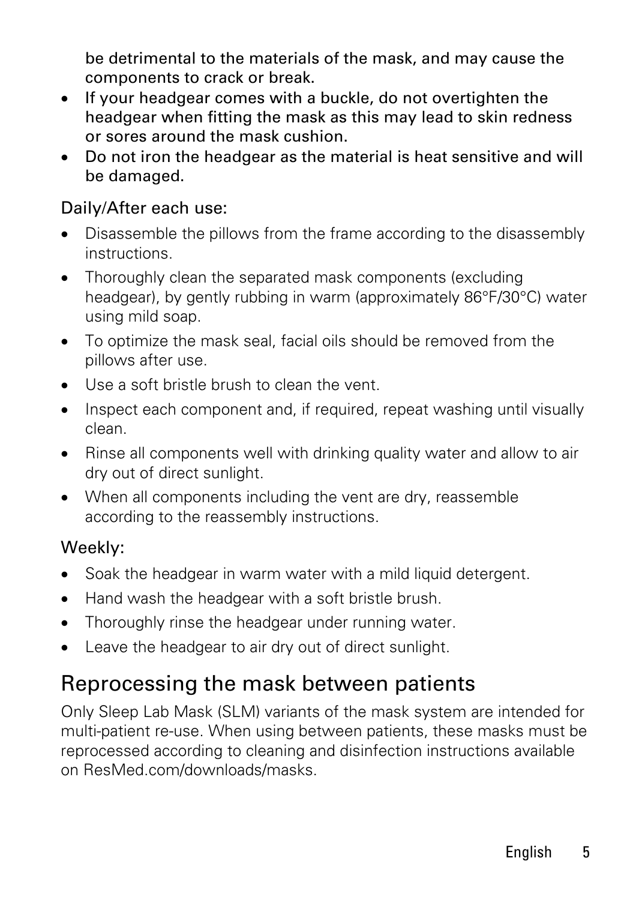be detrimental to the materials of the mask, and may cause the components to crack or break.

- If your headgear comes with a buckle, do not overtighten the headgear when fitting the mask as this may lead to skin redness or sores around the mask cushion.
- Do not iron the headgear as the material is heat sensitive and will be damaged.

Daily/After each use:

- Disassemble the pillows from the frame according to the disassembly instructions.
- Thoroughly clean the separated mask components (excluding headgear), by gently rubbing in warm (approximately 86°F/30°C) water using mild soap.
- To optimize the mask seal, facial oils should be removed from the pillows after use.
- Use a soft bristle brush to clean the vent.
- Inspect each component and, if required, repeat washing until visually clean.
- Rinse all components well with drinking quality water and allow to air dry out of direct sunlight.
- When all components including the vent are dry, reassemble according to the reassembly instructions.

Weekly:

- Soak the headgear in warm water with a mild liquid detergent.
- Hand wash the headgear with a soft bristle brush.
- Thoroughly rinse the headgear under running water.
- Leave the headgear to air dry out of direct sunlight.

## Reprocessing the mask between patients

Only Sleep Lab Mask (SLM) variants of the mask system are intended for multi-patient re-use. When using between patients, these masks must be reprocessed according to cleaning and disinfection instructions available on ResMed.com/downloads/masks.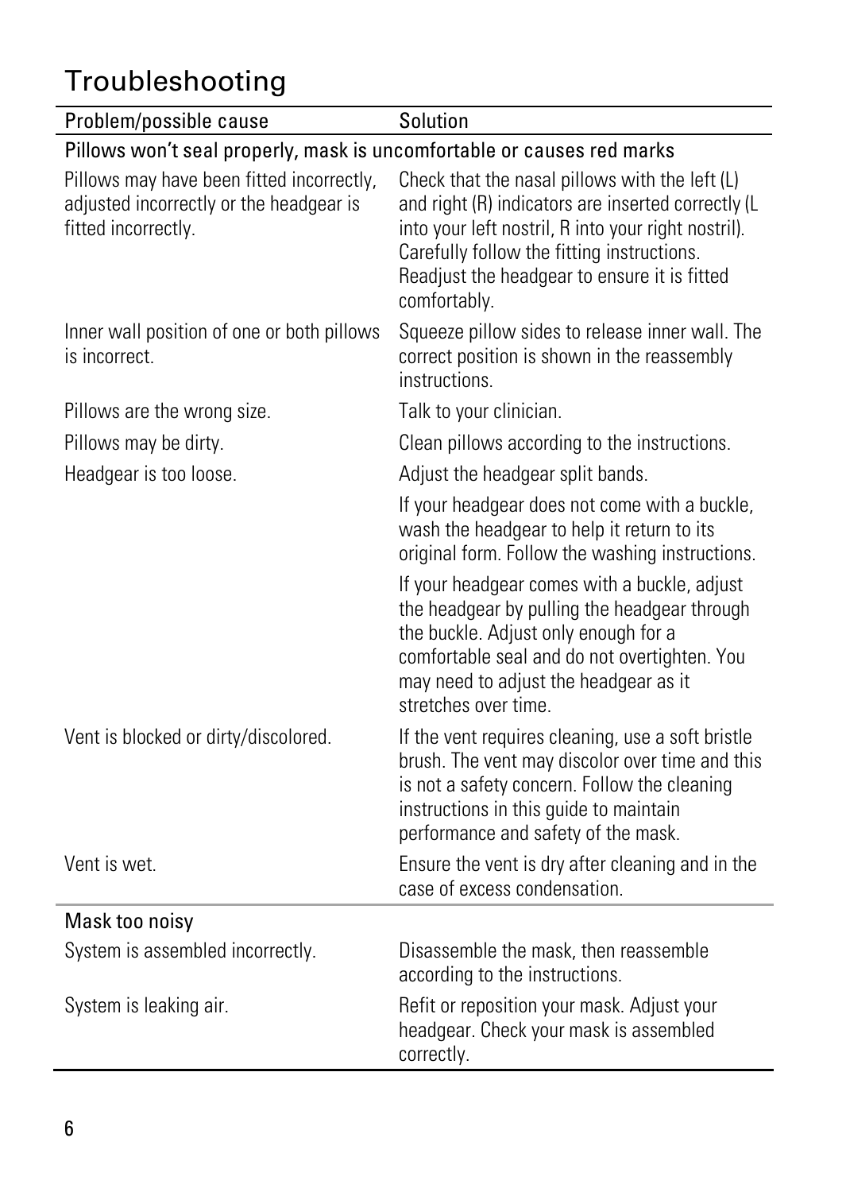# Troubleshooting

| Problem/possible cause | Solution |
| --- | --- |
| **Pillows won't seal properly, mask is uncomfortable or causes red marks** | |
| Pillows may have been fitted incorrectly, adjusted incorrectly or the headgear is fitted incorrectly. | Check that the nasal pillows with the left (L) and right (R) indicators are inserted correctly (L into your left nostril, R into your right nostril). Carefully follow the fitting instructions. Readjust the headgear to ensure it is fitted comfortably. |
| Inner wall position of one or both pillows is incorrect. | Squeeze pillow sides to release inner wall. The correct position is shown in the reassembly instructions. |
| Pillows are the wrong size. | Talk to your clinician. |
| Pillows may be dirty. | Clean pillows according to the instructions. |
| Headgear is too loose. | Adjust the headgear split bands. |
| | If your headgear does not come with a buckle, wash the headgear to help it return to its original form. Follow the washing instructions. |
| | If your headgear comes with a buckle, adjust the headgear by pulling the headgear through the buckle. Adjust only enough for a comfortable seal and do not overtighten. You may need to adjust the headgear as it stretches over time. |
| Vent is blocked or dirty/discolored. | If the vent requires cleaning, use a soft bristle brush. The vent may discolor over time and this is not a safety concern. Follow the cleaning instructions in this guide to maintain performance and safety of the mask. |
| Vent is wet. | Ensure the vent is dry after cleaning and in the case of excess condensation. |
| **Mask too noisy** | |
| System is assembled incorrectly. | Disassemble the mask, then reassemble according to the instructions. |
| System is leaking air. | Refit or reposition your mask. Adjust your headgear. Check your mask is assembled correctly. |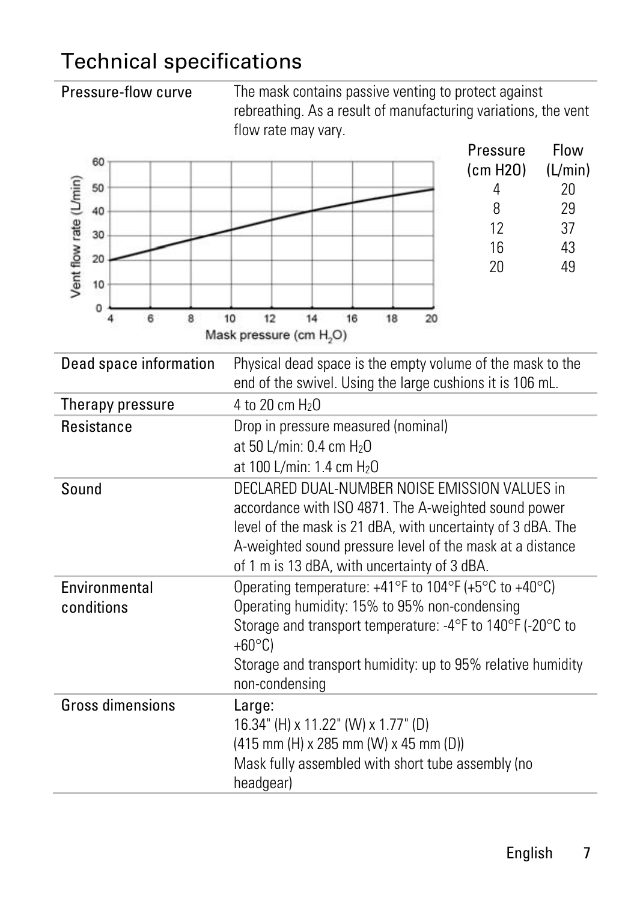# Technical specifications

| | |
|---|---|
| Pressure-flow curve | The mask contains passive venting to protect against rebreathing. As a result of manufacturing variations, the vent flow rate may vary. |

| Pressure ($cm\ H_2O$) | Flow (L/min) |
|---|---|
| 4 | 20 |
| 8 | 29 |
| 12 | 37 |
| 16 | 43 |
| 20 | 49 |

| | |
|---|---|
| Dead space information | Physical dead space is the empty volume of the mask to the end of the swivel. Using the large cushions it is 106 mL. |
| Therapy pressure | 4 to 20 cm $H_2O$ |
| Resistance | Drop in pressure measured (nominal)<br>at 50 L/min: 0.4 cm $H_2O$<br>at 100 L/min: 1.4 cm $H_2O$ |
| Sound | DECLARED DUAL-NUMBER NOISE EMISSION VALUES in accordance with ISO 4871. The A-weighted sound power level of the mask is 21 dBA, with uncertainty of 3 dBA. The A-weighted sound pressure level of the mask at a distance of 1 m is 13 dBA, with uncertainty of 3 dBA. |
| Environmental conditions | Operating temperature: +41°F to 104°F (+5°C to +40°C)<br>Operating humidity: 15% to 95% non-condensing<br>Storage and transport temperature: -4°F to 140°F (-20°C to +60°C)<br>Storage and transport humidity: up to 95% relative humidity non-condensing |
| Gross dimensions | Large:<br>16.34" (H) x 11.22" (W) x 1.77" (D)<br>(415 mm (H) x 285 mm (W) x 45 mm (D))<br>Mask fully assembled with short tube assembly (no headgear) |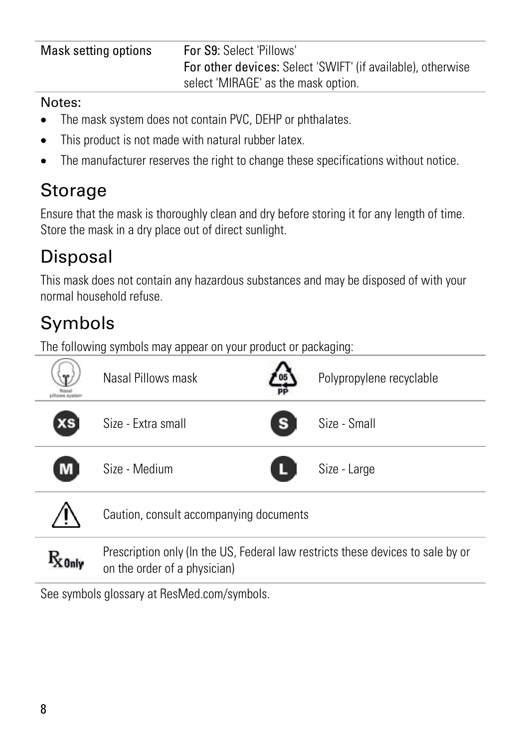| Mask setting options | **For S9:** Select 'Pillows'<br>**For other devices:** Select 'SWIFT' (if available), otherwise select 'MIRAGE' as the mask option. |
| --- | --- |

Notes:

- The mask system does not contain PVC, DEHP or phthalates.
- This product is not made with natural rubber latex.
- The manufacturer reserves the right to change these specifications without notice.

## Storage

Ensure that the mask is thoroughly clean and dry before storing it for any length of time. Store the mask in a dry place out of direct sunlight.

## Disposal

This mask does not contain any hazardous substances and may be disposed of with your normal household refuse.

## Symbols

The following symbols may appear on your product or packaging:

| Symbol | Meaning | Symbol | Meaning |
| --- | --- | --- | --- |
| Nasal pillows system | Nasal Pillows mask | 05 PP | Polypropylene recyclable |
| XS | Size - Extra small | S | Size - Small |
| M | Size - Medium | L | Size - Large |
| ⚠ | Caution, consult accompanying documents | | |
| Rx Only | Prescription only (In the US, Federal law restricts these devices to sale by or on the order of a physician) | | |

See symbols glossary at ResMed.com/symbols.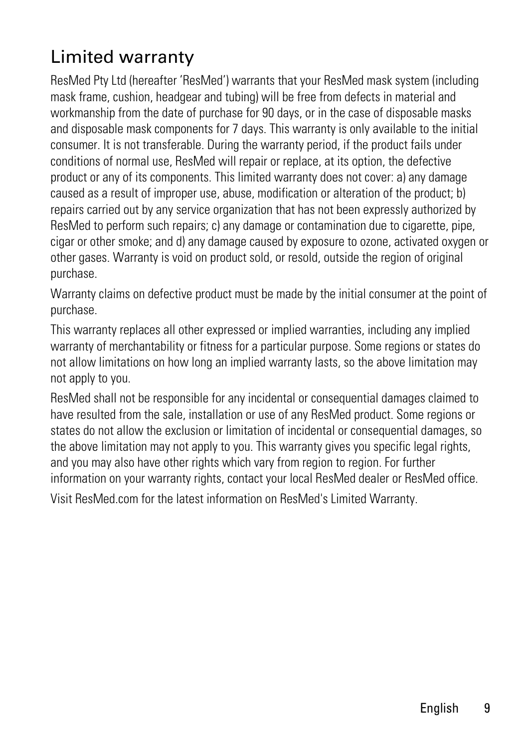# Limited warranty

ResMed Pty Ltd (hereafter 'ResMed') warrants that your ResMed mask system (including mask frame, cushion, headgear and tubing) will be free from defects in material and workmanship from the date of purchase for 90 days, or in the case of disposable masks and disposable mask components for 7 days. This warranty is only available to the initial consumer. It is not transferable. During the warranty period, if the product fails under conditions of normal use, ResMed will repair or replace, at its option, the defective product or any of its components. This limited warranty does not cover: a) any damage caused as a result of improper use, abuse, modification or alteration of the product; b) repairs carried out by any service organization that has not been expressly authorized by ResMed to perform such repairs; c) any damage or contamination due to cigarette, pipe, cigar or other smoke; and d) any damage caused by exposure to ozone, activated oxygen or other gases. Warranty is void on product sold, or resold, outside the region of original purchase.

Warranty claims on defective product must be made by the initial consumer at the point of purchase.

This warranty replaces all other expressed or implied warranties, including any implied warranty of merchantability or fitness for a particular purpose. Some regions or states do not allow limitations on how long an implied warranty lasts, so the above limitation may not apply to you.

ResMed shall not be responsible for any incidental or consequential damages claimed to have resulted from the sale, installation or use of any ResMed product. Some regions or states do not allow the exclusion or limitation of incidental or consequential damages, so the above limitation may not apply to you. This warranty gives you specific legal rights, and you may also have other rights which vary from region to region. For further information on your warranty rights, contact your local ResMed dealer or ResMed office.

Visit ResMed.com for the latest information on ResMed's Limited Warranty.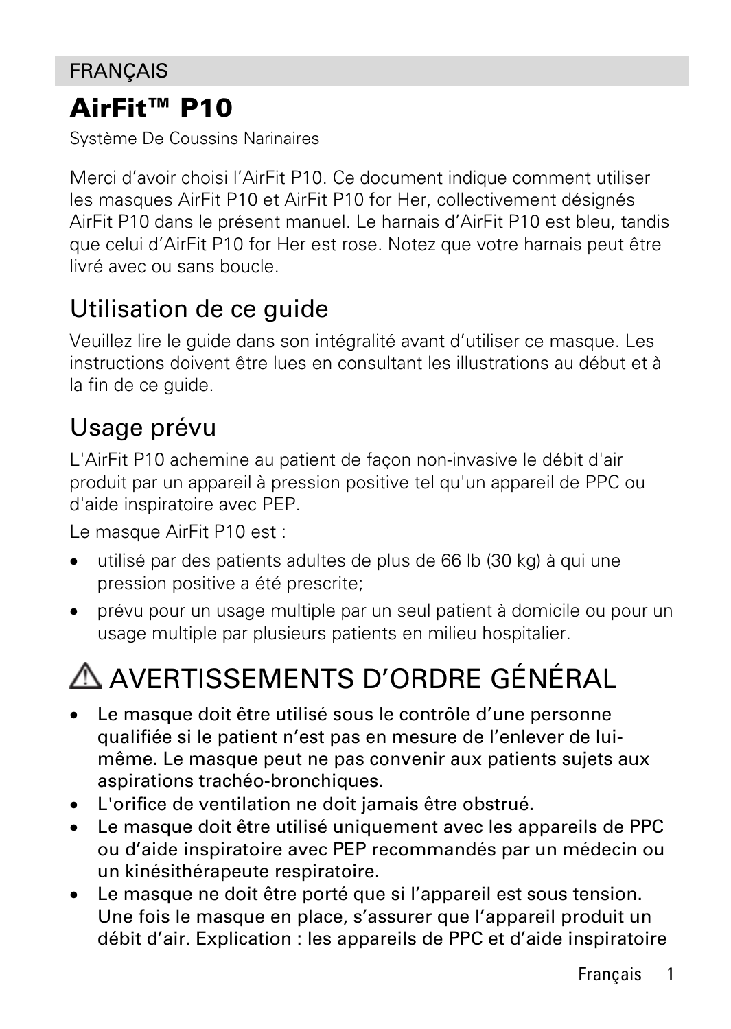FRANÇAIS

# AirFit™ P10

Système De Coussins Narinaires

Merci d'avoir choisi l'AirFit P10. Ce document indique comment utiliser les masques AirFit P10 et AirFit P10 for Her, collectivement désignés AirFit P10 dans le présent manuel. Le harnais d'AirFit P10 est bleu, tandis que celui d'AirFit P10 for Her est rose. Notez que votre harnais peut être livré avec ou sans boucle.

## Utilisation de ce guide

Veuillez lire le guide dans son intégralité avant d'utiliser ce masque. Les instructions doivent être lues en consultant les illustrations au début et à la fin de ce guide.

## Usage prévu

L'AirFit P10 achemine au patient de façon non-invasive le débit d'air produit par un appareil à pression positive tel qu'un appareil de PPC ou d'aide inspiratoire avec PEP.

Le masque AirFit P10 est :

- utilisé par des patients adultes de plus de 66 lb (30 kg) à qui une pression positive a été prescrite;
- prévu pour un usage multiple par un seul patient à domicile ou pour un usage multiple par plusieurs patients en milieu hospitalier.

# ⚠ AVERTISSEMENTS D'ORDRE GÉNÉRAL

- **Le masque doit être utilisé sous le contrôle d'une personne qualifiée si le patient n'est pas en mesure de l'enlever de lui-même. Le masque peut ne pas convenir aux patients sujets aux aspirations trachéo-bronchiques.**
- **L'orifice de ventilation ne doit jamais être obstrué.**
- **Le masque doit être utilisé uniquement avec les appareils de PPC ou d'aide inspiratoire avec PEP recommandés par un médecin ou un kinésithérapeute respiratoire.**
- **Le masque ne doit être porté que si l'appareil est sous tension. Une fois le masque en place, s'assurer que l'appareil produit un débit d'air. Explication : les appareils de PPC et d'aide inspiratoire**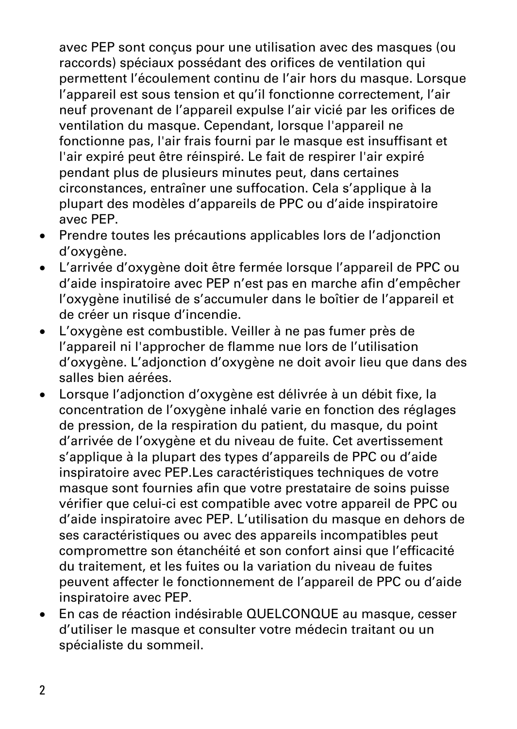avec PEP sont conçus pour une utilisation avec des masques (ou raccords) spéciaux possédant des orifices de ventilation qui permettent l'écoulement continu de l'air hors du masque. Lorsque l'appareil est sous tension et qu'il fonctionne correctement, l'air neuf provenant de l'appareil expulse l'air vicié par les orifices de ventilation du masque. Cependant, lorsque l'appareil ne fonctionne pas, l'air frais fourni par le masque est insuffisant et l'air expiré peut être réinspiré. Le fait de respirer l'air expiré pendant plus de plusieurs minutes peut, dans certaines circonstances, entraîner une suffocation. Cela s'applique à la plupart des modèles d'appareils de PPC ou d'aide inspiratoire avec PEP.

- Prendre toutes les précautions applicables lors de l'adjonction d'oxygène.
- L'arrivée d'oxygène doit être fermée lorsque l'appareil de PPC ou d'aide inspiratoire avec PEP n'est pas en marche afin d'empêcher l'oxygène inutilisé de s'accumuler dans le boîtier de l'appareil et de créer un risque d'incendie.
- L'oxygène est combustible. Veiller à ne pas fumer près de l'appareil ni l'approcher de flamme nue lors de l'utilisation d'oxygène. L'adjonction d'oxygène ne doit avoir lieu que dans des salles bien aérées.
- Lorsque l'adjonction d'oxygène est délivrée à un débit fixe, la concentration de l'oxygène inhalé varie en fonction des réglages de pression, de la respiration du patient, du masque, du point d'arrivée de l'oxygène et du niveau de fuite. Cet avertissement s'applique à la plupart des types d'appareils de PPC ou d'aide inspiratoire avec PEP.Les caractéristiques techniques de votre masque sont fournies afin que votre prestataire de soins puisse vérifier que celui-ci est compatible avec votre appareil de PPC ou d'aide inspiratoire avec PEP. L'utilisation du masque en dehors de ses caractéristiques ou avec des appareils incompatibles peut compromettre son étanchéité et son confort ainsi que l'efficacité du traitement, et les fuites ou la variation du niveau de fuites peuvent affecter le fonctionnement de l'appareil de PPC ou d'aide inspiratoire avec PEP.
- En cas de réaction indésirable QUELCONQUE au masque, cesser d'utiliser le masque et consulter votre médecin traitant ou un spécialiste du sommeil.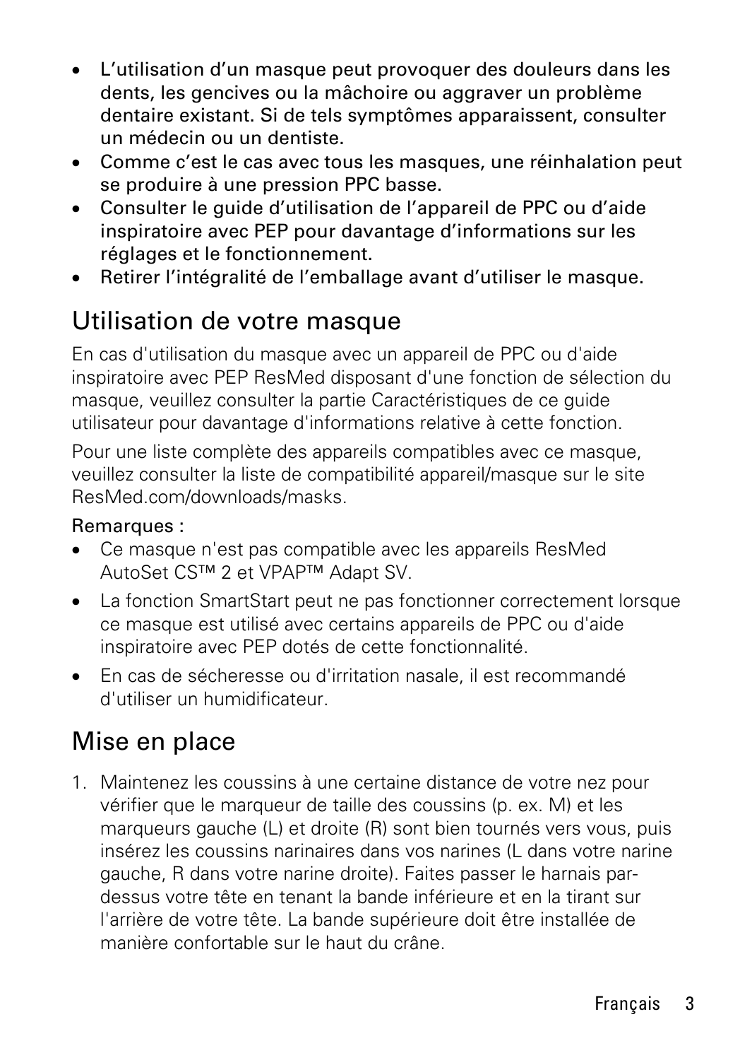- L'utilisation d'un masque peut provoquer des douleurs dans les dents, les gencives ou la mâchoire ou aggraver un problème dentaire existant. Si de tels symptômes apparaissent, consulter un médecin ou un dentiste.
- Comme c'est le cas avec tous les masques, une réinhalation peut se produire à une pression PPC basse.
- Consulter le guide d'utilisation de l'appareil de PPC ou d'aide inspiratoire avec PEP pour davantage d'informations sur les réglages et le fonctionnement.
- Retirer l'intégralité de l'emballage avant d'utiliser le masque.

## Utilisation de votre masque

En cas d'utilisation du masque avec un appareil de PPC ou d'aide inspiratoire avec PEP ResMed disposant d'une fonction de sélection du masque, veuillez consulter la partie Caractéristiques de ce guide utilisateur pour davantage d'informations relative à cette fonction.

Pour une liste complète des appareils compatibles avec ce masque, veuillez consulter la liste de compatibilité appareil/masque sur le site ResMed.com/downloads/masks.

Remarques :

- Ce masque n'est pas compatible avec les appareils ResMed AutoSet CS™ 2 et VPAP™ Adapt SV.
- La fonction SmartStart peut ne pas fonctionner correctement lorsque ce masque est utilisé avec certains appareils de PPC ou d'aide inspiratoire avec PEP dotés de cette fonctionnalité.
- En cas de sécheresse ou d'irritation nasale, il est recommandé d'utiliser un humidificateur.

## Mise en place

1. Maintenez les coussins à une certaine distance de votre nez pour vérifier que le marqueur de taille des coussins (p. ex. M) et les marqueurs gauche (L) et droite (R) sont bien tournés vers vous, puis insérez les coussins narinaires dans vos narines (L dans votre narine gauche, R dans votre narine droite). Faites passer le harnais par-dessus votre tête en tenant la bande inférieure et en la tirant sur l'arrière de votre tête. La bande supérieure doit être installée de manière confortable sur le haut du crâne.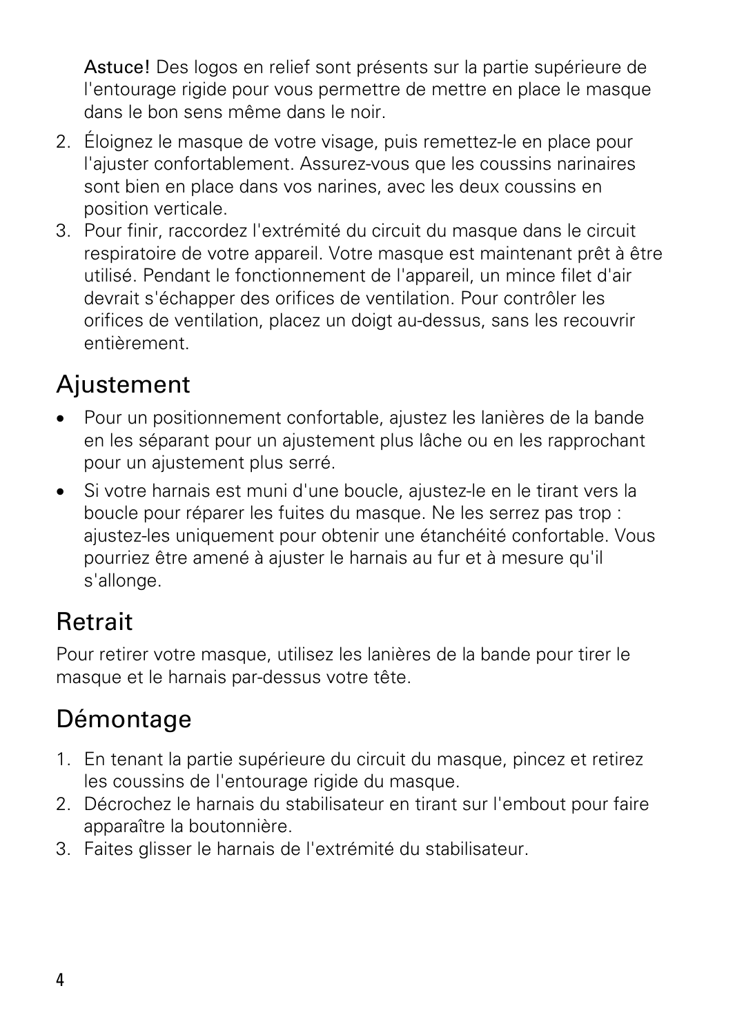**Astuce!** Des logos en relief sont présents sur la partie supérieure de l'entourage rigide pour vous permettre de mettre en place le masque dans le bon sens même dans le noir.

2. Éloignez le masque de votre visage, puis remettez-le en place pour l'ajuster confortablement. Assurez-vous que les coussins narinaires sont bien en place dans vos narines, avec les deux coussins en position verticale.
3. Pour finir, raccordez l'extrémité du circuit du masque dans le circuit respiratoire de votre appareil. Votre masque est maintenant prêt à être utilisé. Pendant le fonctionnement de l'appareil, un mince filet d'air devrait s'échapper des orifices de ventilation. Pour contrôler les orifices de ventilation, placez un doigt au-dessus, sans les recouvrir entièrement.

## Ajustement

- Pour un positionnement confortable, ajustez les lanières de la bande en les séparant pour un ajustement plus lâche ou en les rapprochant pour un ajustement plus serré.
- Si votre harnais est muni d'une boucle, ajustez-le en le tirant vers la boucle pour réparer les fuites du masque. Ne les serrez pas trop : ajustez-les uniquement pour obtenir une étanchéité confortable. Vous pourriez être amené à ajuster le harnais au fur et à mesure qu'il s'allonge.

## Retrait

Pour retirer votre masque, utilisez les lanières de la bande pour tirer le masque et le harnais par-dessus votre tête.

## Démontage

1. En tenant la partie supérieure du circuit du masque, pincez et retirez les coussins de l'entourage rigide du masque.
2. Décrochez le harnais du stabilisateur en tirant sur l'embout pour faire apparaître la boutonnière.
3. Faites glisser le harnais de l'extrémité du stabilisateur.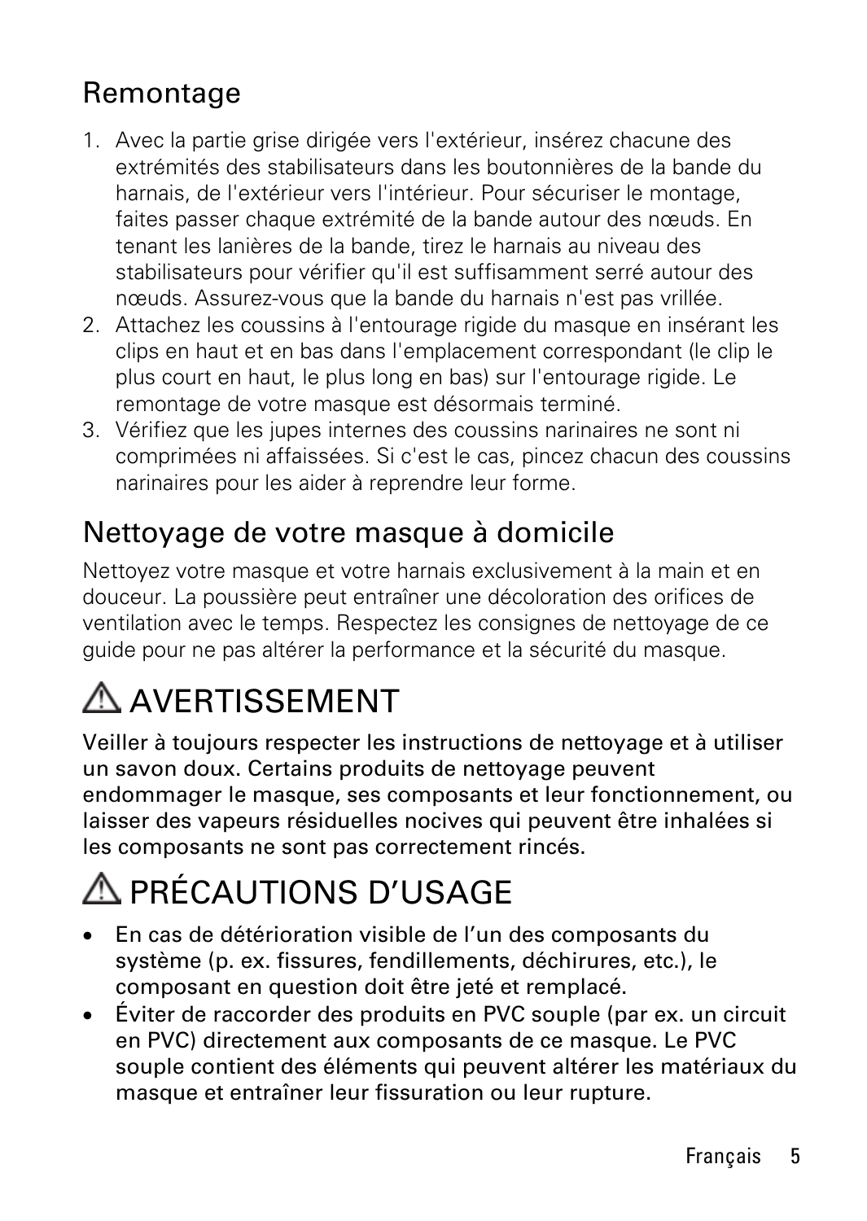## Remontage

1. Avec la partie grise dirigée vers l'extérieur, insérez chacune des extrémités des stabilisateurs dans les boutonnières de la bande du harnais, de l'extérieur vers l'intérieur. Pour sécuriser le montage, faites passer chaque extrémité de la bande autour des nœuds. En tenant les lanières de la bande, tirez le harnais au niveau des stabilisateurs pour vérifier qu'il est suffisamment serré autour des nœuds. Assurez-vous que la bande du harnais n'est pas vrillée.
2. Attachez les coussins à l'entourage rigide du masque en insérant les clips en haut et en bas dans l'emplacement correspondant (le clip le plus court en haut, le plus long en bas) sur l'entourage rigide. Le remontage de votre masque est désormais terminé.
3. Vérifiez que les jupes internes des coussins narinaires ne sont ni comprimées ni affaissées. Si c'est le cas, pincez chacun des coussins narinaires pour les aider à reprendre leur forme.

## Nettoyage de votre masque à domicile

Nettoyez votre masque et votre harnais exclusivement à la main et en douceur. La poussière peut entraîner une décoloration des orifices de ventilation avec le temps. Respectez les consignes de nettoyage de ce guide pour ne pas altérer la performance et la sécurité du masque.

# ⚠ AVERTISSEMENT

**Veiller à toujours respecter les instructions de nettoyage et à utiliser un savon doux. Certains produits de nettoyage peuvent endommager le masque, ses composants et leur fonctionnement, ou laisser des vapeurs résiduelles nocives qui peuvent être inhalées si les composants ne sont pas correctement rincés.**

# ⚠ PRÉCAUTIONS D'USAGE

- **En cas de détérioration visible de l'un des composants du système (p. ex. fissures, fendillements, déchirures, etc.), le composant en question doit être jeté et remplacé.**
- **Éviter de raccorder des produits en PVC souple (par ex. un circuit en PVC) directement aux composants de ce masque. Le PVC souple contient des éléments qui peuvent altérer les matériaux du masque et entraîner leur fissuration ou leur rupture.**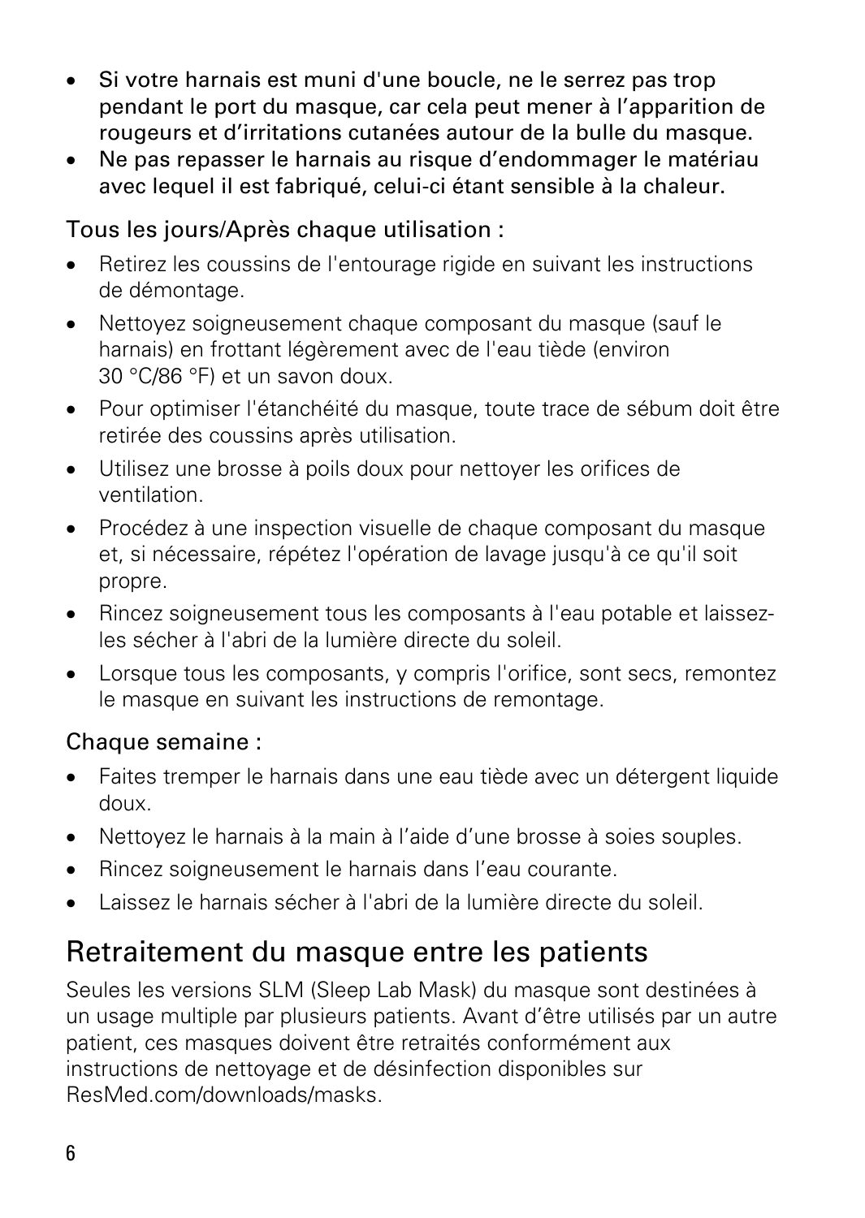- Si votre harnais est muni d'une boucle, ne le serrez pas trop pendant le port du masque, car cela peut mener à l’apparition de rougeurs et d’irritations cutanées autour de la bulle du masque.
- Ne pas repasser le harnais au risque d’endommager le matériau avec lequel il est fabriqué, celui-ci étant sensible à la chaleur.

Tous les jours/Après chaque utilisation :

- Retirez les coussins de l'entourage rigide en suivant les instructions de démontage.
- Nettoyez soigneusement chaque composant du masque (sauf le harnais) en frottant légèrement avec de l'eau tiède (environ 30 °C/86 °F) et un savon doux.
- Pour optimiser l'étanchéité du masque, toute trace de sébum doit être retirée des coussins après utilisation.
- Utilisez une brosse à poils doux pour nettoyer les orifices de ventilation.
- Procédez à une inspection visuelle de chaque composant du masque et, si nécessaire, répétez l'opération de lavage jusqu'à ce qu'il soit propre.
- Rincez soigneusement tous les composants à l'eau potable et laissez-les sécher à l'abri de la lumière directe du soleil.
- Lorsque tous les composants, y compris l'orifice, sont secs, remontez le masque en suivant les instructions de remontage.

Chaque semaine :

- Faites tremper le harnais dans une eau tiède avec un détergent liquide doux.
- Nettoyez le harnais à la main à l’aide d’une brosse à soies souples.
- Rincez soigneusement le harnais dans l’eau courante.
- Laissez le harnais sécher à l'abri de la lumière directe du soleil.

## Retraitement du masque entre les patients

Seules les versions SLM (Sleep Lab Mask) du masque sont destinées à un usage multiple par plusieurs patients. Avant d’être utilisés par un autre patient, ces masques doivent être retraités conformément aux instructions de nettoyage et de désinfection disponibles sur ResMed.com/downloads/masks.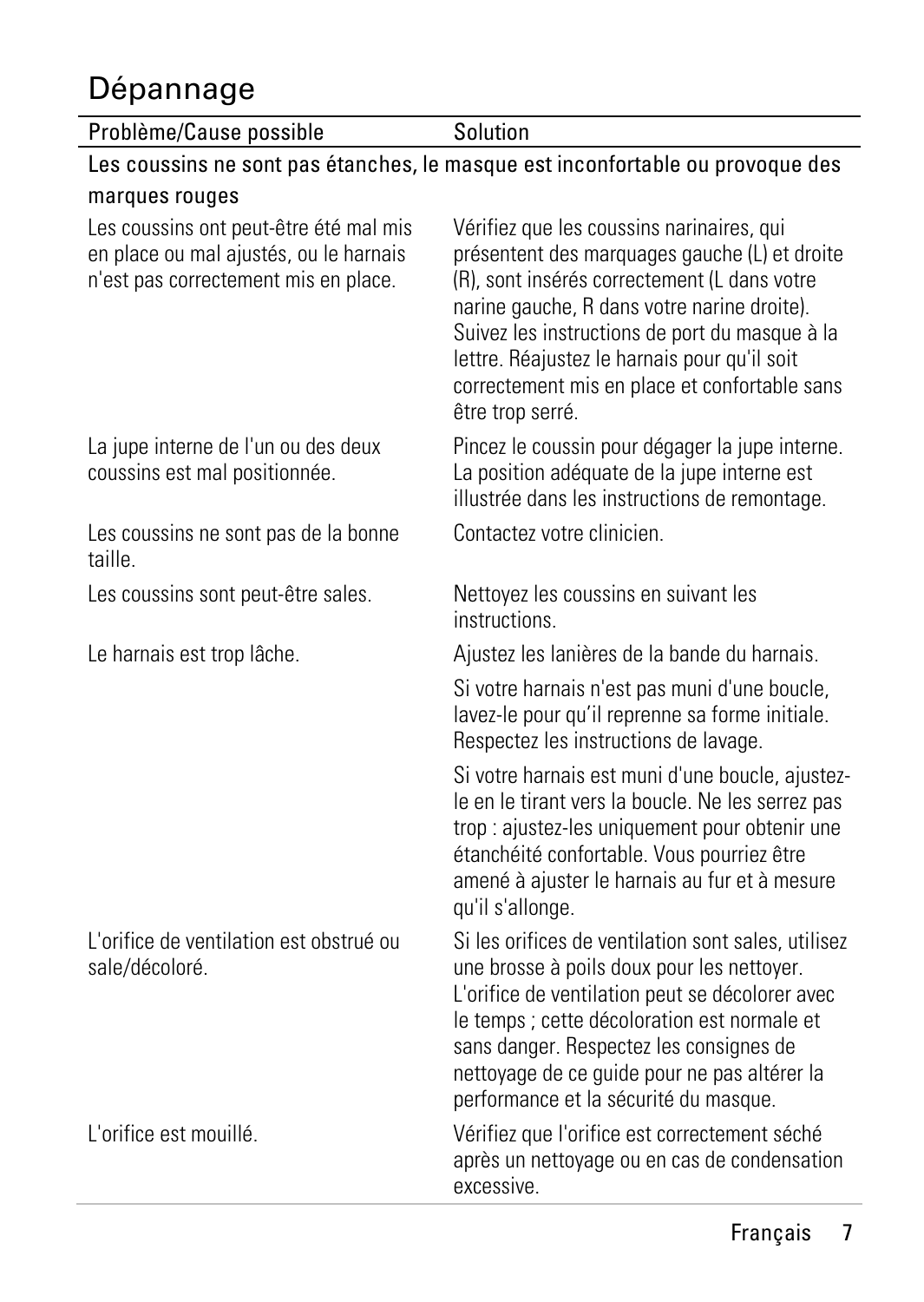# Dépannage

| Problème/Cause possible | Solution |
| --- | --- |
| **Les coussins ne sont pas étanches, le masque est inconfortable ou provoque des marques rouges** | |
| Les coussins ont peut-être été mal mis en place ou mal ajustés, ou le harnais n'est pas correctement mis en place. | Vérifiez que les coussins narinaires, qui présentent des marquages gauche (L) et droite (R), sont insérés correctement (L dans votre narine gauche, R dans votre narine droite). Suivez les instructions de port du masque à la lettre. Réajustez le harnais pour qu'il soit correctement mis en place et confortable sans être trop serré. |
| La jupe interne de l'un ou des deux coussins est mal positionnée. | Pincez le coussin pour dégager la jupe interne. La position adéquate de la jupe interne est illustrée dans les instructions de remontage. |
| Les coussins ne sont pas de la bonne taille. | Contactez votre clinicien. |
| Les coussins sont peut-être sales. | Nettoyez les coussins en suivant les instructions. |
| Le harnais est trop lâche. | Ajustez les lanières de la bande du harnais.<br><br>Si votre harnais n'est pas muni d'une boucle, lavez-le pour qu'il reprenne sa forme initiale. Respectez les instructions de lavage.<br><br>Si votre harnais est muni d'une boucle, ajustez-le en le tirant vers la boucle. Ne les serrez pas trop : ajustez-les uniquement pour obtenir une étanchéité confortable. Vous pourriez être amené à ajuster le harnais au fur et à mesure qu'il s'allonge. |
| L'orifice de ventilation est obstrué ou sale/décoloré. | Si les orifices de ventilation sont sales, utilisez une brosse à poils doux pour les nettoyer. L'orifice de ventilation peut se décolorer avec le temps ; cette décoloration est normale et sans danger. Respectez les consignes de nettoyage de ce guide pour ne pas altérer la performance et la sécurité du masque. |
| L'orifice est mouillé. | Vérifiez que l'orifice est correctement séché après un nettoyage ou en cas de condensation excessive. |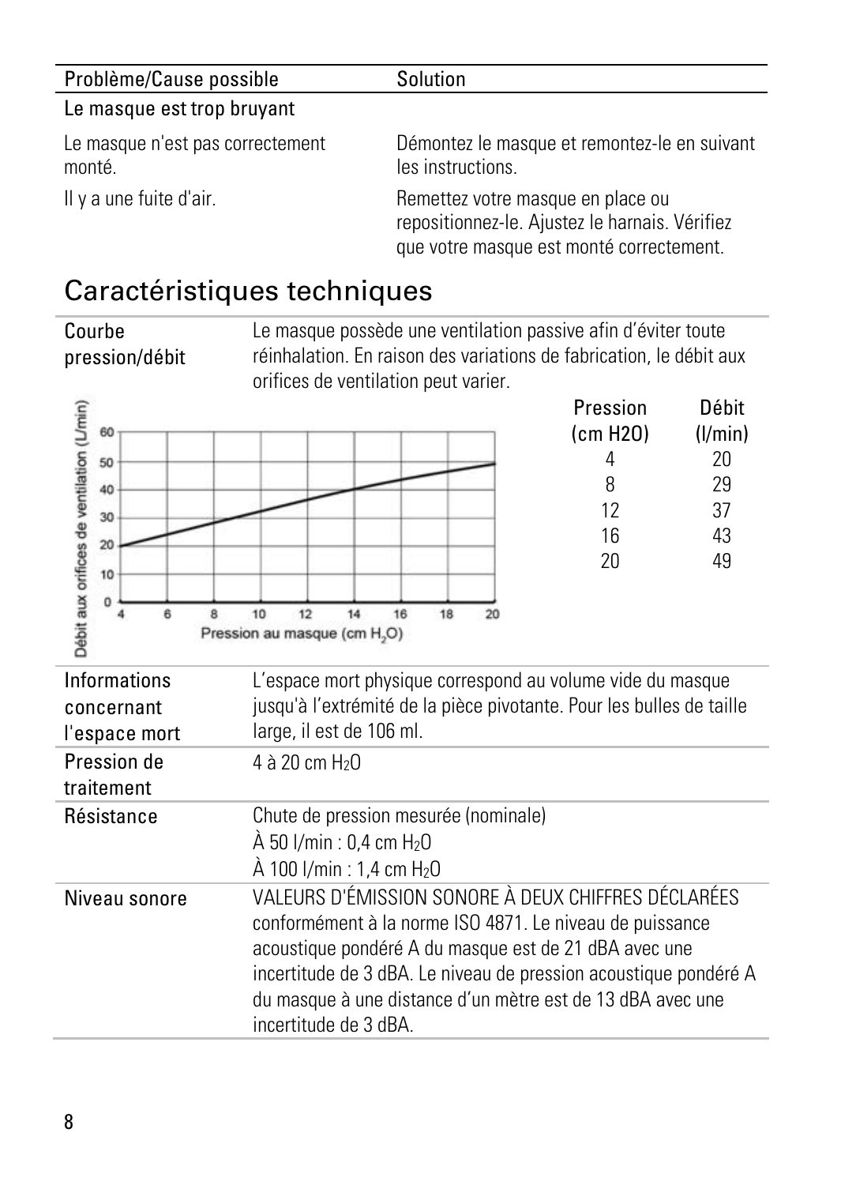| Problème/Cause possible | Solution |
| --- | --- |
| **Le masque est trop bruyant** | |
| Le masque n'est pas correctement monté. | Démontez le masque et remontez-le en suivant les instructions. |
| Il y a une fuite d'air. | Remettez votre masque en place ou repositionnez-le. Ajustez le harnais. Vérifiez que votre masque est monté correctement. |

## Caractéristiques techniques

**Courbe pression/débit**

Le masque possède une ventilation passive afin d'éviter toute réinhalation. En raison des variations de fabrication, le débit aux orifices de ventilation peut varier.

| Pression (cm $H_2O$) | Débit (l/min) |
| --- | --- |
| 4 | 20 |
| 8 | 29 |
| 12 | 37 |
| 16 | 43 |
| 20 | 49 |

| | |
| --- | --- |
| Informations concernant l'espace mort | L'espace mort physique correspond au volume vide du masque jusqu'à l'extrémité de la pièce pivotante. Pour les bulles de taille large, il est de 106 ml. |
| Pression de traitement | 4 à 20 cm $H_2O$ |
| Résistance | Chute de pression mesurée (nominale)<br>À 50 l/min : 0,4 cm $H_2O$<br>À 100 l/min : 1,4 cm $H_2O$ |
| Niveau sonore | VALEURS D'ÉMISSION SONORE À DEUX CHIFFRES DÉCLARÉES conformément à la norme ISO 4871. Le niveau de puissance acoustique pondéré A du masque est de 21 dBA avec une incertitude de 3 dBA. Le niveau de pression acoustique pondéré A du masque à une distance d'un mètre est de 13 dBA avec une incertitude de 3 dBA. |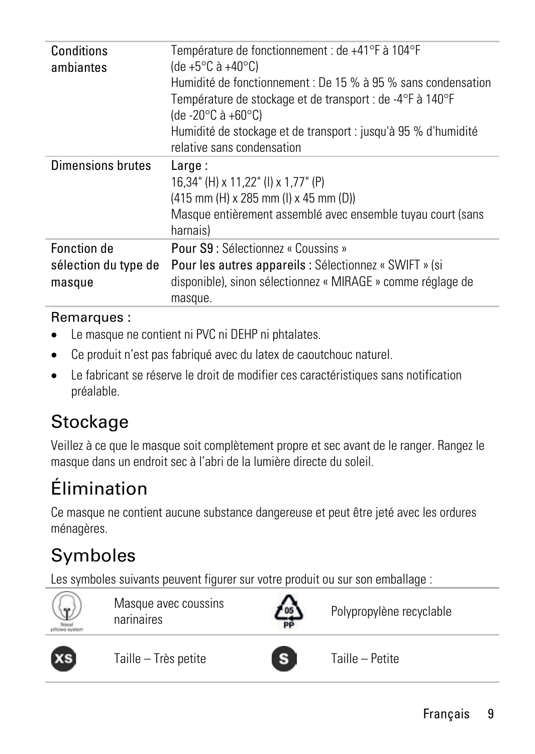| | |
|---|---|
| Conditions ambiantes | Température de fonctionnement : de +41°F à 104°F (de +5°C à +40°C)<br>Humidité de fonctionnement : De 15 % à 95 % sans condensation<br>Température de stockage et de transport : de -4°F à 140°F (de -20°C à +60°C)<br>Humidité de stockage et de transport : jusqu'à 95 % d'humidité relative sans condensation |
| Dimensions brutes | Large :<br>16,34" (H) x 11,22" (l) x 1,77" (P)<br>(415 mm (H) x 285 mm (l) x 45 mm (D))<br>Masque entièrement assemblé avec ensemble tuyau court (sans harnais) |
| Fonction de sélection du type de masque | Pour S9 : Sélectionnez « Coussins »<br>Pour les autres appareils : Sélectionnez « SWIFT » (si disponible), sinon sélectionnez « MIRAGE » comme réglage de masque. |

Remarques :

- Le masque ne contient ni PVC ni DEHP ni phtalates.
- Ce produit n'est pas fabriqué avec du latex de caoutchouc naturel.
- Le fabricant se réserve le droit de modifier ces caractéristiques sans notification préalable.

## Stockage

Veillez à ce que le masque soit complètement propre et sec avant de le ranger. Rangez le masque dans un endroit sec à l'abri de la lumière directe du soleil.

## Élimination

Ce masque ne contient aucune substance dangereuse et peut être jeté avec les ordures ménagères.

## Symboles

Les symboles suivants peuvent figurer sur votre produit ou sur son emballage :

| Symbole | Description | Symbole | Description |
|---|---|---|---|
| Nasal pillows system | Masque avec coussins narinaires | 05 PP | Polypropylène recyclable |
| XS | Taille – Très petite | S | Taille – Petite |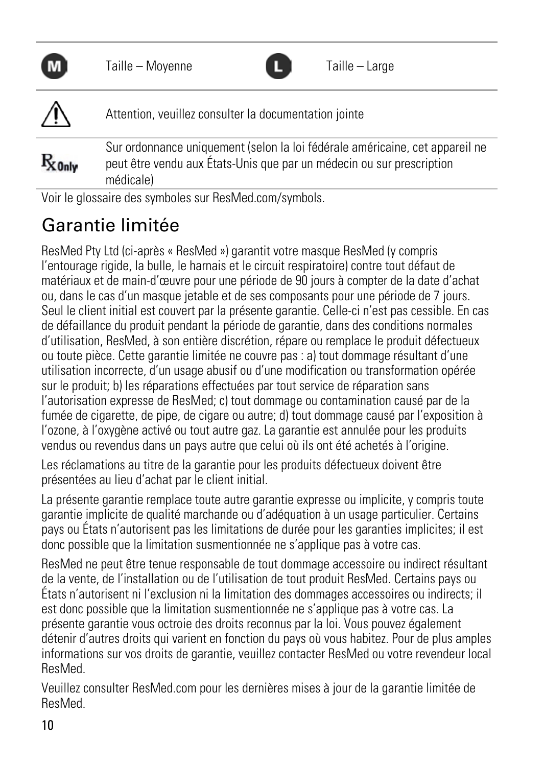| Symbol | Description | Symbol | Description |
|---|---|---|---|
| M | Taille – Moyenne | L | Taille – Large |
| ⚠ | Attention, veuillez consulter la documentation jointe | | |
| Rx Only | Sur ordonnance uniquement (selon la loi fédérale américaine, cet appareil ne peut être vendu aux États-Unis que par un médecin ou sur prescription médicale) | | |

Voir le glossaire des symboles sur ResMed.com/symbols.

## Garantie limitée

ResMed Pty Ltd (ci-après « ResMed ») garantit votre masque ResMed (y compris l'entourage rigide, la bulle, le harnais et le circuit respiratoire) contre tout défaut de matériaux et de main-d'œuvre pour une période de 90 jours à compter de la date d'achat ou, dans le cas d'un masque jetable et de ses composants pour une période de 7 jours. Seul le client initial est couvert par la présente garantie. Celle-ci n'est pas cessible. En cas de défaillance du produit pendant la période de garantie, dans des conditions normales d'utilisation, ResMed, à son entière discrétion, répare ou remplace le produit défectueux ou toute pièce. Cette garantie limitée ne couvre pas : a) tout dommage résultant d'une utilisation incorrecte, d'un usage abusif ou d'une modification ou transformation opérée sur le produit; b) les réparations effectuées par tout service de réparation sans l'autorisation expresse de ResMed; c) tout dommage ou contamination causé par de la fumée de cigarette, de pipe, de cigare ou autre; d) tout dommage causé par l'exposition à l'ozone, à l'oxygène activé ou tout autre gaz. La garantie est annulée pour les produits vendus ou revendus dans un pays autre que celui où ils ont été achetés à l'origine.

Les réclamations au titre de la garantie pour les produits défectueux doivent être présentées au lieu d'achat par le client initial.

La présente garantie remplace toute autre garantie expresse ou implicite, y compris toute garantie implicite de qualité marchande ou d'adéquation à un usage particulier. Certains pays ou États n'autorisent pas les limitations de durée pour les garanties implicites; il est donc possible que la limitation susmentionnée ne s'applique pas à votre cas.

ResMed ne peut être tenue responsable de tout dommage accessoire ou indirect résultant de la vente, de l'installation ou de l'utilisation de tout produit ResMed. Certains pays ou États n'autorisent ni l'exclusion ni la limitation des dommages accessoires ou indirects; il est donc possible que la limitation susmentionnée ne s'applique pas à votre cas. La présente garantie vous octroie des droits reconnus par la loi. Vous pouvez également détenir d'autres droits qui varient en fonction du pays où vous habitez. Pour de plus amples informations sur vos droits de garantie, veuillez contacter ResMed ou votre revendeur local ResMed.

Veuillez consulter ResMed.com pour les dernières mises à jour de la garantie limitée de ResMed.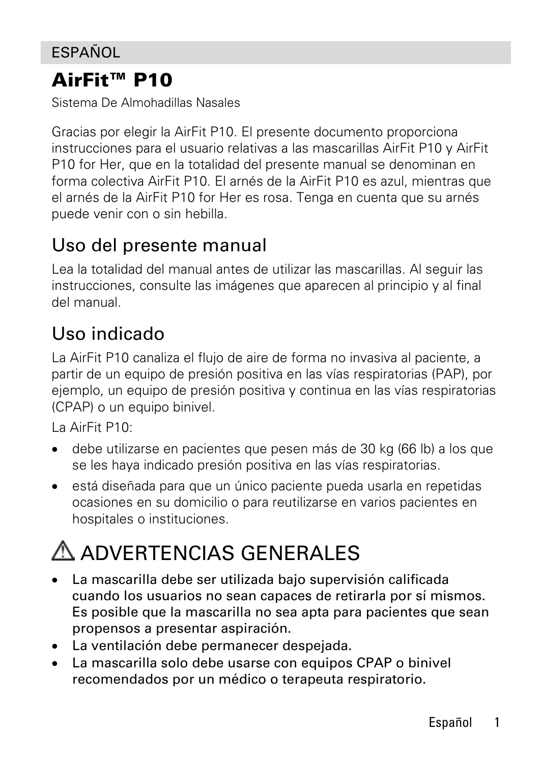ESPAÑOL

# AirFit™ P10

Sistema De Almohadillas Nasales

Gracias por elegir la AirFit P10. El presente documento proporciona instrucciones para el usuario relativas a las mascarillas AirFit P10 y AirFit P10 for Her, que en la totalidad del presente manual se denominan en forma colectiva AirFit P10. El arnés de la AirFit P10 es azul, mientras que el arnés de la AirFit P10 for Her es rosa. Tenga en cuenta que su arnés puede venir con o sin hebilla.

## Uso del presente manual

Lea la totalidad del manual antes de utilizar las mascarillas. Al seguir las instrucciones, consulte las imágenes que aparecen al principio y al final del manual.

## Uso indicado

La AirFit P10 canaliza el flujo de aire de forma no invasiva al paciente, a partir de un equipo de presión positiva en las vías respiratorias (PAP), por ejemplo, un equipo de presión positiva y continua en las vías respiratorias (CPAP) o un equipo binivel.

La AirFit P10:

- debe utilizarse en pacientes que pesen más de 30 kg (66 lb) a los que se les haya indicado presión positiva en las vías respiratorias.
- está diseñada para que un único paciente pueda usarla en repetidas ocasiones en su domicilio o para reutilizarse en varios pacientes en hospitales o instituciones.

## ⚠ ADVERTENCIAS GENERALES

- **La mascarilla debe ser utilizada bajo supervisión calificada cuando los usuarios no sean capaces de retirarla por sí mismos. Es posible que la mascarilla no sea apta para pacientes que sean propensos a presentar aspiración.**
- **La ventilación debe permanecer despejada.**
- **La mascarilla solo debe usarse con equipos CPAP o binivel recomendados por un médico o terapeuta respiratorio.**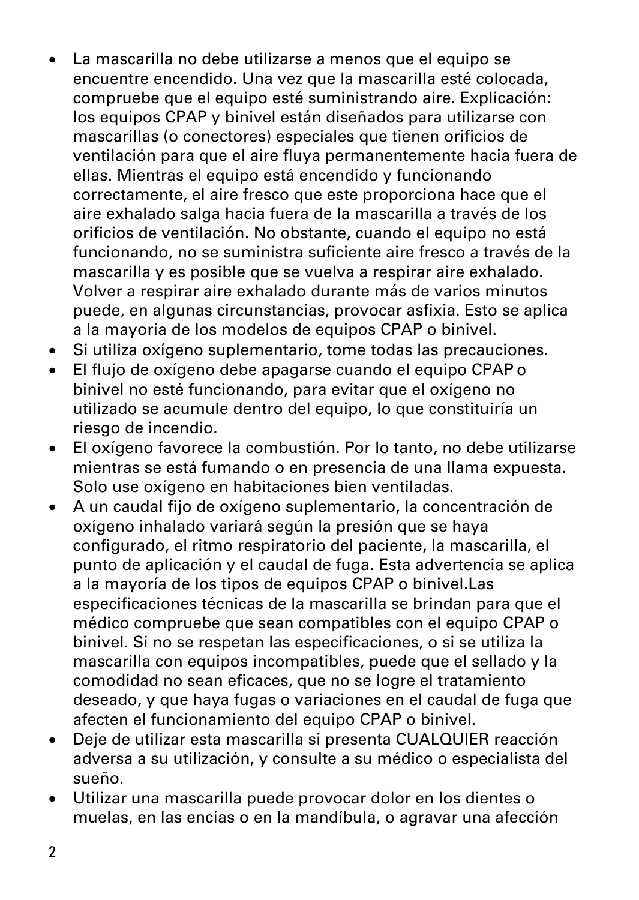- La mascarilla no debe utilizarse a menos que el equipo se encuentre encendido. Una vez que la mascarilla esté colocada, compruebe que el equipo esté suministrando aire. Explicación: los equipos CPAP y binivel están diseñados para utilizarse con mascarillas (o conectores) especiales que tienen orificios de ventilación para que el aire fluya permanentemente hacia fuera de ellas. Mientras el equipo está encendido y funcionando correctamente, el aire fresco que este proporciona hace que el aire exhalado salga hacia fuera de la mascarilla a través de los orificios de ventilación. No obstante, cuando el equipo no está funcionando, no se suministra suficiente aire fresco a través de la mascarilla y es posible que se vuelva a respirar aire exhalado. Volver a respirar aire exhalado durante más de varios minutos puede, en algunas circunstancias, provocar asfixia. Esto se aplica a la mayoría de los modelos de equipos CPAP o binivel.
- Si utiliza oxígeno suplementario, tome todas las precauciones.
- El flujo de oxígeno debe apagarse cuando el equipo CPAP o binivel no esté funcionando, para evitar que el oxígeno no utilizado se acumule dentro del equipo, lo que constituiría un riesgo de incendio.
- El oxígeno favorece la combustión. Por lo tanto, no debe utilizarse mientras se está fumando o en presencia de una llama expuesta. Solo use oxígeno en habitaciones bien ventiladas.
- A un caudal fijo de oxígeno suplementario, la concentración de oxígeno inhalado variará según la presión que se haya configurado, el ritmo respiratorio del paciente, la mascarilla, el punto de aplicación y el caudal de fuga. Esta advertencia se aplica a la mayoría de los tipos de equipos CPAP o binivel.Las especificaciones técnicas de la mascarilla se brindan para que el médico compruebe que sean compatibles con el equipo CPAP o binivel. Si no se respetan las especificaciones, o si se utiliza la mascarilla con equipos incompatibles, puede que el sellado y la comodidad no sean eficaces, que no se logre el tratamiento deseado, y que haya fugas o variaciones en el caudal de fuga que afecten el funcionamiento del equipo CPAP o binivel.
- Deje de utilizar esta mascarilla si presenta CUALQUIER reacción adversa a su utilización, y consulte a su médico o especialista del sueño.
- Utilizar una mascarilla puede provocar dolor en los dientes o muelas, en las encías o en la mandíbula, o agravar una afección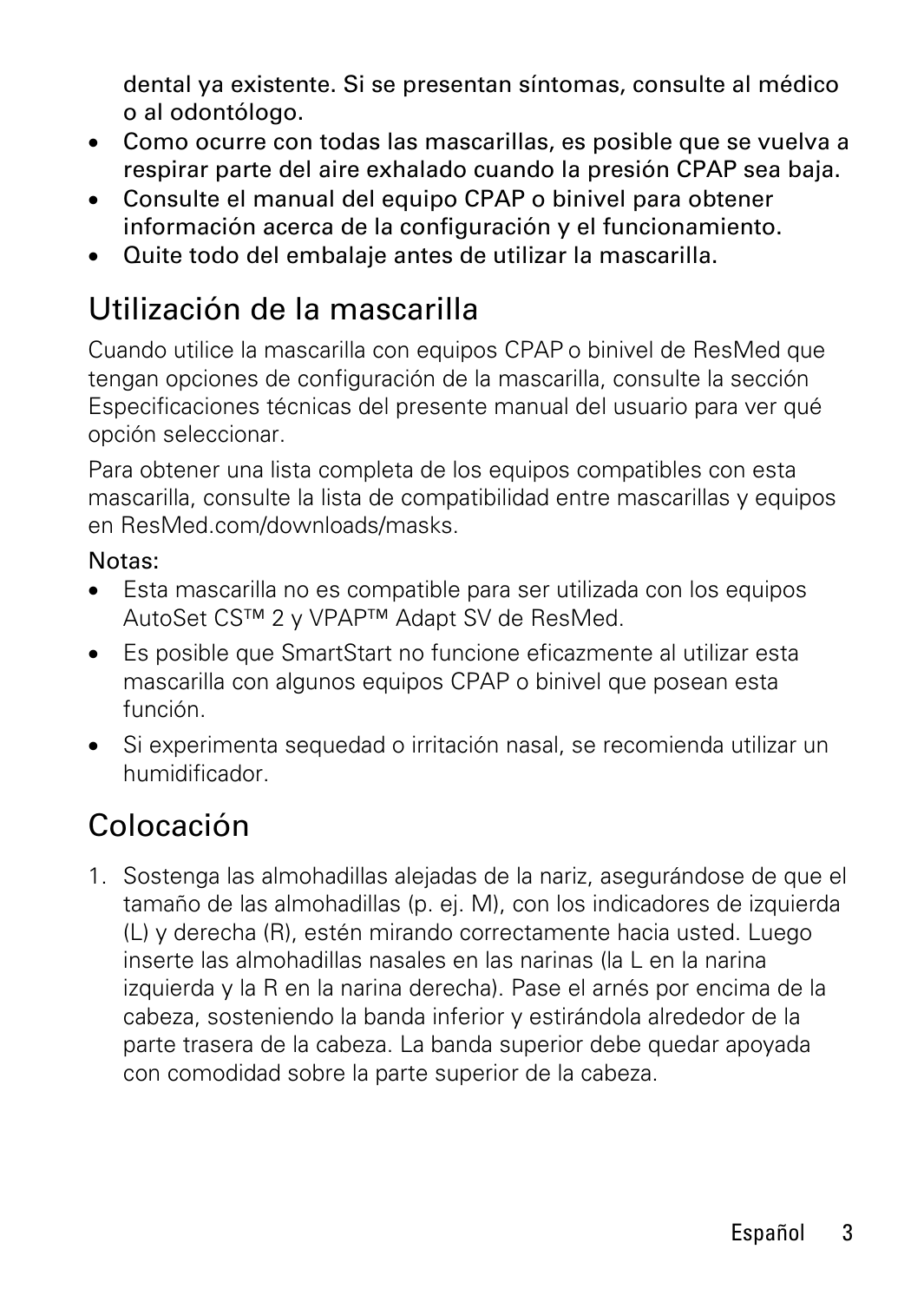dental ya existente. Si se presentan síntomas, consulte al médico o al odontólogo.

- Como ocurre con todas las mascarillas, es posible que se vuelva a respirar parte del aire exhalado cuando la presión CPAP sea baja.
- Consulte el manual del equipo CPAP o binivel para obtener información acerca de la configuración y el funcionamiento.
- Quite todo del embalaje antes de utilizar la mascarilla.

## Utilización de la mascarilla

Cuando utilice la mascarilla con equipos CPAP o binivel de ResMed que tengan opciones de configuración de la mascarilla, consulte la sección Especificaciones técnicas del presente manual del usuario para ver qué opción seleccionar.

Para obtener una lista completa de los equipos compatibles con esta mascarilla, consulte la lista de compatibilidad entre mascarillas y equipos en ResMed.com/downloads/masks.

Notas:

- Esta mascarilla no es compatible para ser utilizada con los equipos AutoSet CS™ 2 y VPAP™ Adapt SV de ResMed.
- Es posible que SmartStart no funcione eficazmente al utilizar esta mascarilla con algunos equipos CPAP o binivel que posean esta función.
- Si experimenta sequedad o irritación nasal, se recomienda utilizar un humidificador.

## Colocación

1. Sostenga las almohadillas alejadas de la nariz, asegurándose de que el tamaño de las almohadillas (p. ej. M), con los indicadores de izquierda (L) y derecha (R), estén mirando correctamente hacia usted. Luego inserte las almohadillas nasales en las narinas (la L en la narina izquierda y la R en la narina derecha). Pase el arnés por encima de la cabeza, sosteniendo la banda inferior y estirándola alrededor de la parte trasera de la cabeza. La banda superior debe quedar apoyada con comodidad sobre la parte superior de la cabeza.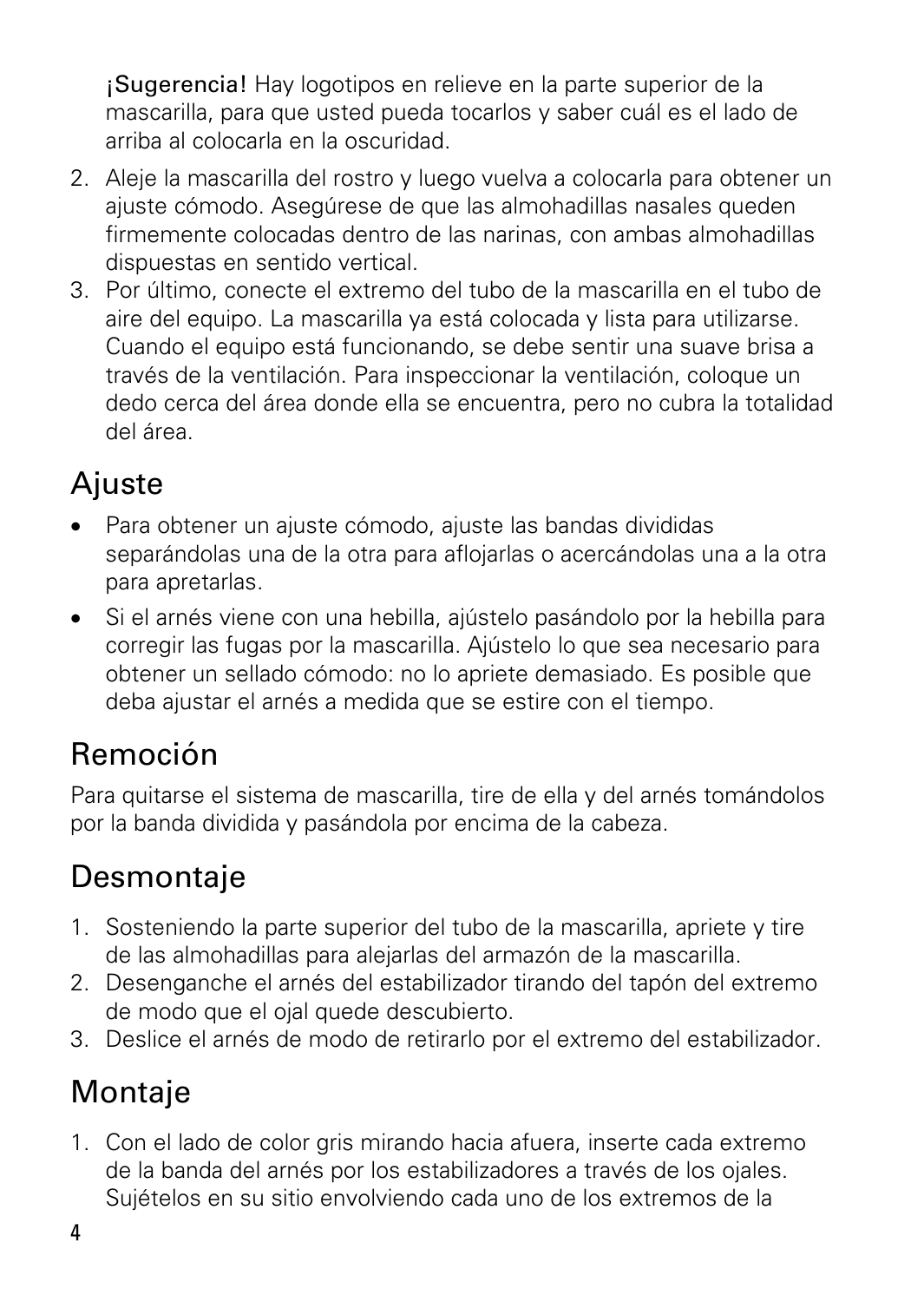¡Sugerencia! Hay logotipos en relieve en la parte superior de la mascarilla, para que usted pueda tocarlos y saber cuál es el lado de arriba al colocarla en la oscuridad.

2. Aleje la mascarilla del rostro y luego vuelva a colocarla para obtener un ajuste cómodo. Asegúrese de que las almohadillas nasales queden firmemente colocadas dentro de las narinas, con ambas almohadillas dispuestas en sentido vertical.
3. Por último, conecte el extremo del tubo de la mascarilla en el tubo de aire del equipo. La mascarilla ya está colocada y lista para utilizarse. Cuando el equipo está funcionando, se debe sentir una suave brisa a través de la ventilación. Para inspeccionar la ventilación, coloque un dedo cerca del área donde ella se encuentra, pero no cubra la totalidad del área.

## Ajuste

- Para obtener un ajuste cómodo, ajuste las bandas divididas separándolas una de la otra para aflojarlas o acercándolas una a la otra para apretarlas.
- Si el arnés viene con una hebilla, ajústelo pasándolo por la hebilla para corregir las fugas por la mascarilla. Ajústelo lo que sea necesario para obtener un sellado cómodo: no lo apriete demasiado. Es posible que deba ajustar el arnés a medida que se estire con el tiempo.

## Remoción

Para quitarse el sistema de mascarilla, tire de ella y del arnés tomándolos por la banda dividida y pasándola por encima de la cabeza.

## Desmontaje

1. Sosteniendo la parte superior del tubo de la mascarilla, apriete y tire de las almohadillas para alejarlas del armazón de la mascarilla.
2. Desenganche el arnés del estabilizador tirando del tapón del extremo de modo que el ojal quede descubierto.
3. Deslice el arnés de modo de retirarlo por el extremo del estabilizador.

## Montaje

1. Con el lado de color gris mirando hacia afuera, inserte cada extremo de la banda del arnés por los estabilizadores a través de los ojales. Sujételos en su sitio envolviendo cada uno de los extremos de la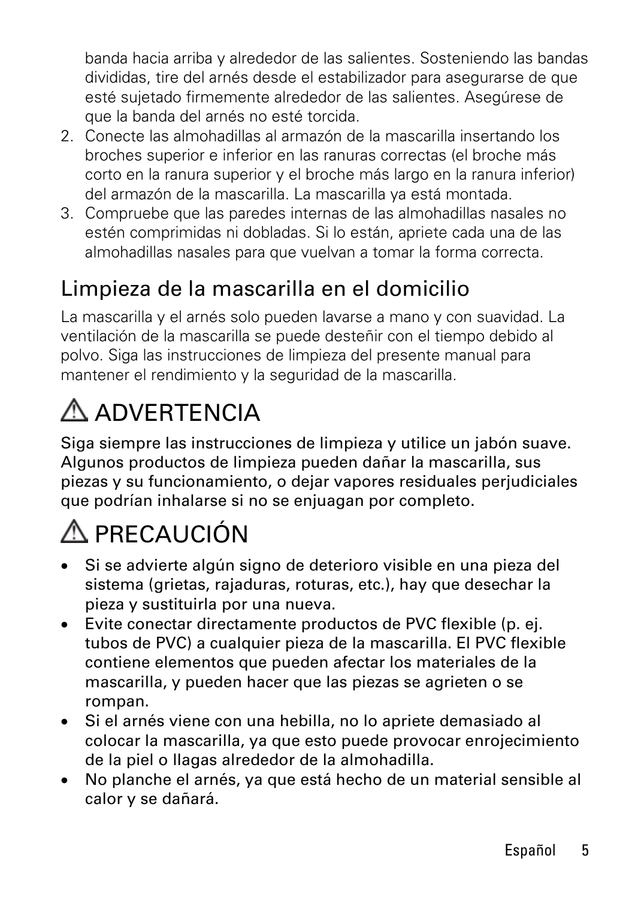banda hacia arriba y alrededor de las salientes. Sosteniendo las bandas divididas, tire del arnés desde el estabilizador para asegurarse de que esté sujetado firmemente alrededor de las salientes. Asegúrese de que la banda del arnés no esté torcida.

2. Conecte las almohadillas al armazón de la mascarilla insertando los broches superior e inferior en las ranuras correctas (el broche más corto en la ranura superior y el broche más largo en la ranura inferior) del armazón de la mascarilla. La mascarilla ya está montada.
3. Compruebe que las paredes internas de las almohadillas nasales no estén comprimidas ni dobladas. Si lo están, apriete cada una de las almohadillas nasales para que vuelvan a tomar la forma correcta.

## Limpieza de la mascarilla en el domicilio

La mascarilla y el arnés solo pueden lavarse a mano y con suavidad. La ventilación de la mascarilla se puede desteñir con el tiempo debido al polvo. Siga las instrucciones de limpieza del presente manual para mantener el rendimiento y la seguridad de la mascarilla.

## ⚠ ADVERTENCIA

**Siga siempre las instrucciones de limpieza y utilice un jabón suave. Algunos productos de limpieza pueden dañar la mascarilla, sus piezas y su funcionamiento, o dejar vapores residuales perjudiciales que podrían inhalarse si no se enjuagan por completo.**

## ⚠ PRECAUCIÓN

- **Si se advierte algún signo de deterioro visible en una pieza del sistema (grietas, rajaduras, roturas, etc.), hay que desechar la pieza y sustituirla por una nueva.**
- **Evite conectar directamente productos de PVC flexible (p. ej. tubos de PVC) a cualquier pieza de la mascarilla. El PVC flexible contiene elementos que pueden afectar los materiales de la mascarilla, y pueden hacer que las piezas se agrieten o se rompan.**
- **Si el arnés viene con una hebilla, no lo apriete demasiado al colocar la mascarilla, ya que esto puede provocar enrojecimiento de la piel o llagas alrededor de la almohadilla.**
- **No planche el arnés, ya que está hecho de un material sensible al calor y se dañará.**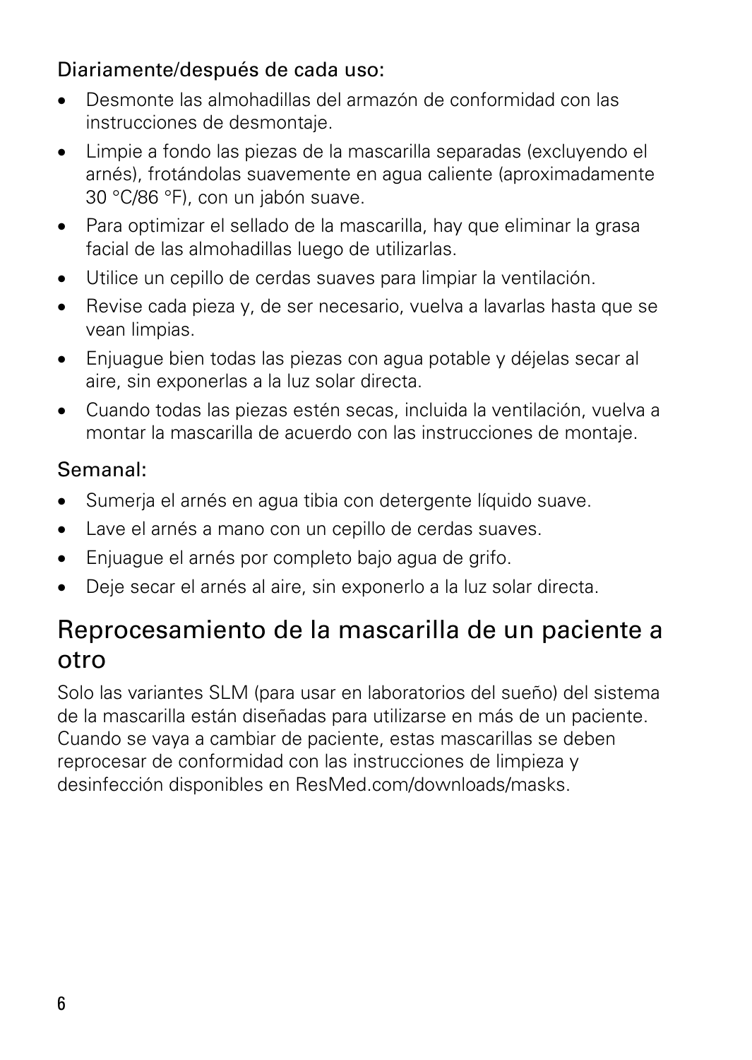Diariamente/después de cada uso:

- Desmonte las almohadillas del armazón de conformidad con las instrucciones de desmontaje.
- Limpie a fondo las piezas de la mascarilla separadas (excluyendo el arnés), frotándolas suavemente en agua caliente (aproximadamente 30 °C/86 °F), con un jabón suave.
- Para optimizar el sellado de la mascarilla, hay que eliminar la grasa facial de las almohadillas luego de utilizarlas.
- Utilice un cepillo de cerdas suaves para limpiar la ventilación.
- Revise cada pieza y, de ser necesario, vuelva a lavarlas hasta que se vean limpias.
- Enjuague bien todas las piezas con agua potable y déjelas secar al aire, sin exponerlas a la luz solar directa.
- Cuando todas las piezas estén secas, incluida la ventilación, vuelva a montar la mascarilla de acuerdo con las instrucciones de montaje.

Semanal:

- Sumerja el arnés en agua tibia con detergente líquido suave.
- Lave el arnés a mano con un cepillo de cerdas suaves.
- Enjuague el arnés por completo bajo agua de grifo.
- Deje secar el arnés al aire, sin exponerlo a la luz solar directa.

## Reprocesamiento de la mascarilla de un paciente a otro

Solo las variantes SLM (para usar en laboratorios del sueño) del sistema de la mascarilla están diseñadas para utilizarse en más de un paciente. Cuando se vaya a cambiar de paciente, estas mascarillas se deben reprocesar de conformidad con las instrucciones de limpieza y desinfección disponibles en ResMed.com/downloads/masks.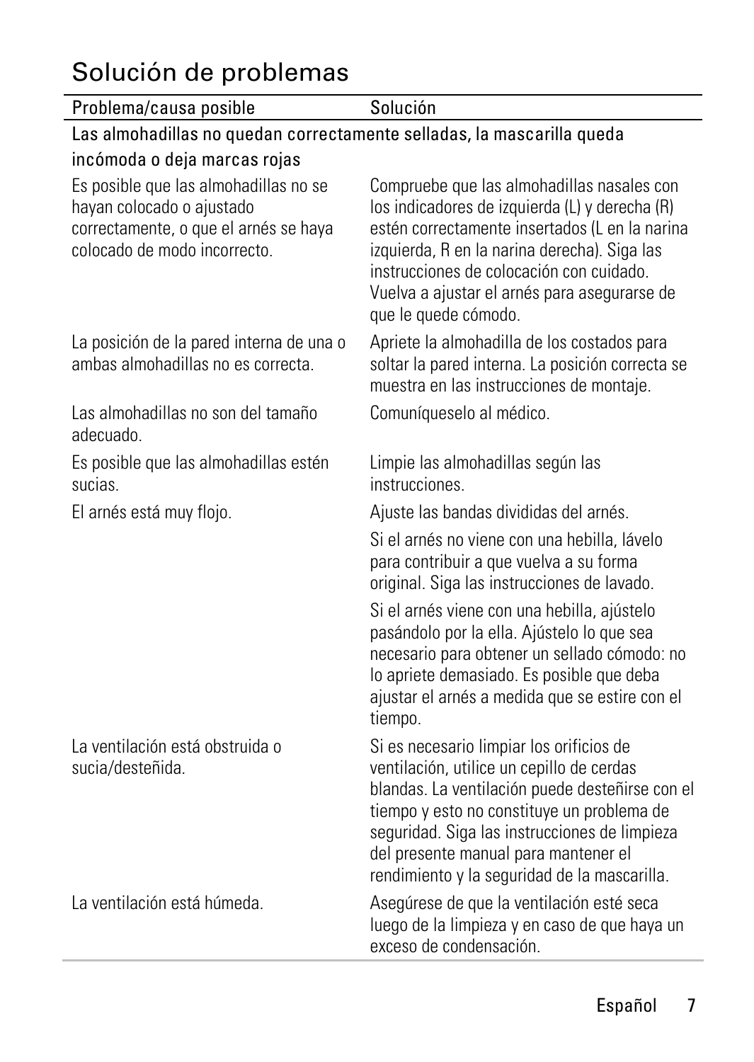# Solución de problemas

| Problema/causa posible | Solución |
| --- | --- |
| **Las almohadillas no quedan correctamente selladas, la mascarilla queda incómoda o deja marcas rojas** | |
| Es posible que las almohadillas no se hayan colocado o ajustado correctamente, o que el arnés se haya colocado de modo incorrecto. | Compruebe que las almohadillas nasales con los indicadores de izquierda (L) y derecha (R) estén correctamente insertados (L en la narina izquierda, R en la narina derecha). Siga las instrucciones de colocación con cuidado. Vuelva a ajustar el arnés para asegurarse de que le quede cómodo. |
| La posición de la pared interna de una o ambas almohadillas no es correcta. | Apriete la almohadilla de los costados para soltar la pared interna. La posición correcta se muestra en las instrucciones de montaje. |
| Las almohadillas no son del tamaño adecuado. | Comuníqueselo al médico. |
| Es posible que las almohadillas estén sucias. | Limpie las almohadillas según las instrucciones. |
| El arnés está muy flojo. | Ajuste las bandas divididas del arnés.<br>Si el arnés no viene con una hebilla, lávelo para contribuir a que vuelva a su forma original. Siga las instrucciones de lavado.<br>Si el arnés viene con una hebilla, ajústelo pasándolo por la ella. Ajústelo lo que sea necesario para obtener un sellado cómodo: no lo apriete demasiado. Es posible que deba ajustar el arnés a medida que se estire con el tiempo. |
| La ventilación está obstruida o sucia/desteñida. | Si es necesario limpiar los orificios de ventilación, utilice un cepillo de cerdas blandas. La ventilación puede desteñirse con el tiempo y esto no constituye un problema de seguridad. Siga las instrucciones de limpieza del presente manual para mantener el rendimiento y la seguridad de la mascarilla. |
| La ventilación está húmeda. | Asegúrese de que la ventilación esté seca luego de la limpieza y en caso de que haya un exceso de condensación. |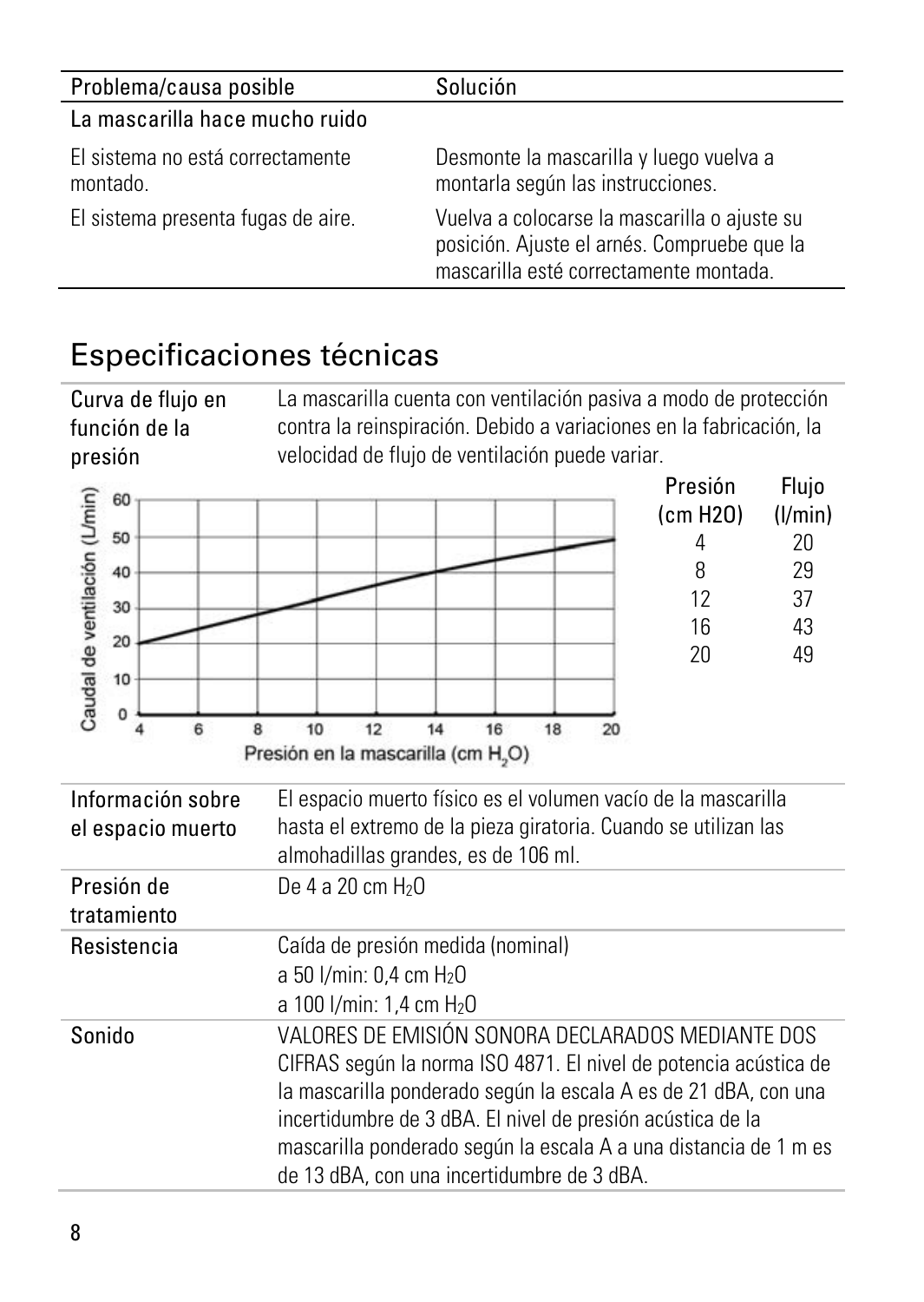| Problema/causa posible | Solución |
|---|---|
| **La mascarilla hace mucho ruido** | |
| El sistema no está correctamente montado. | Desmonte la mascarilla y luego vuelva a montarla según las instrucciones. |
| El sistema presenta fugas de aire. | Vuelva a colocarse la mascarilla o ajuste su posición. Ajuste el arnés. Compruebe que la mascarilla esté correctamente montada. |

## Especificaciones técnicas

**Curva de flujo en función de la presión**

La mascarilla cuenta con ventilación pasiva a modo de protección contra la reinspiración. Debido a variaciones en la fabricación, la velocidad de flujo de ventilación puede variar.

| Presión (cm H2O) | Flujo (l/min) |
|---|---|
| 4 | 20 |
| 8 | 29 |
| 12 | 37 |
| 16 | 43 |
| 20 | 49 |

| | |
|---|---|
| **Información sobre el espacio muerto** | El espacio muerto físico es el volumen vacío de la mascarilla hasta el extremo de la pieza giratoria. Cuando se utilizan las almohadillas grandes, es de 106 ml. |
| **Presión de tratamiento** | De 4 a 20 cm $H_2O$ |
| **Resistencia** | Caída de presión medida (nominal)<br>a 50 l/min: 0,4 cm $H_2O$<br>a 100 l/min: 1,4 cm $H_2O$ |
| **Sonido** | VALORES DE EMISIÓN SONORA DECLARADOS MEDIANTE DOS CIFRAS según la norma ISO 4871. El nivel de potencia acústica de la mascarilla ponderado según la escala A es de 21 dBA, con una incertidumbre de 3 dBA. El nivel de presión acústica de la mascarilla ponderado según la escala A a una distancia de 1 m es de 13 dBA, con una incertidumbre de 3 dBA. |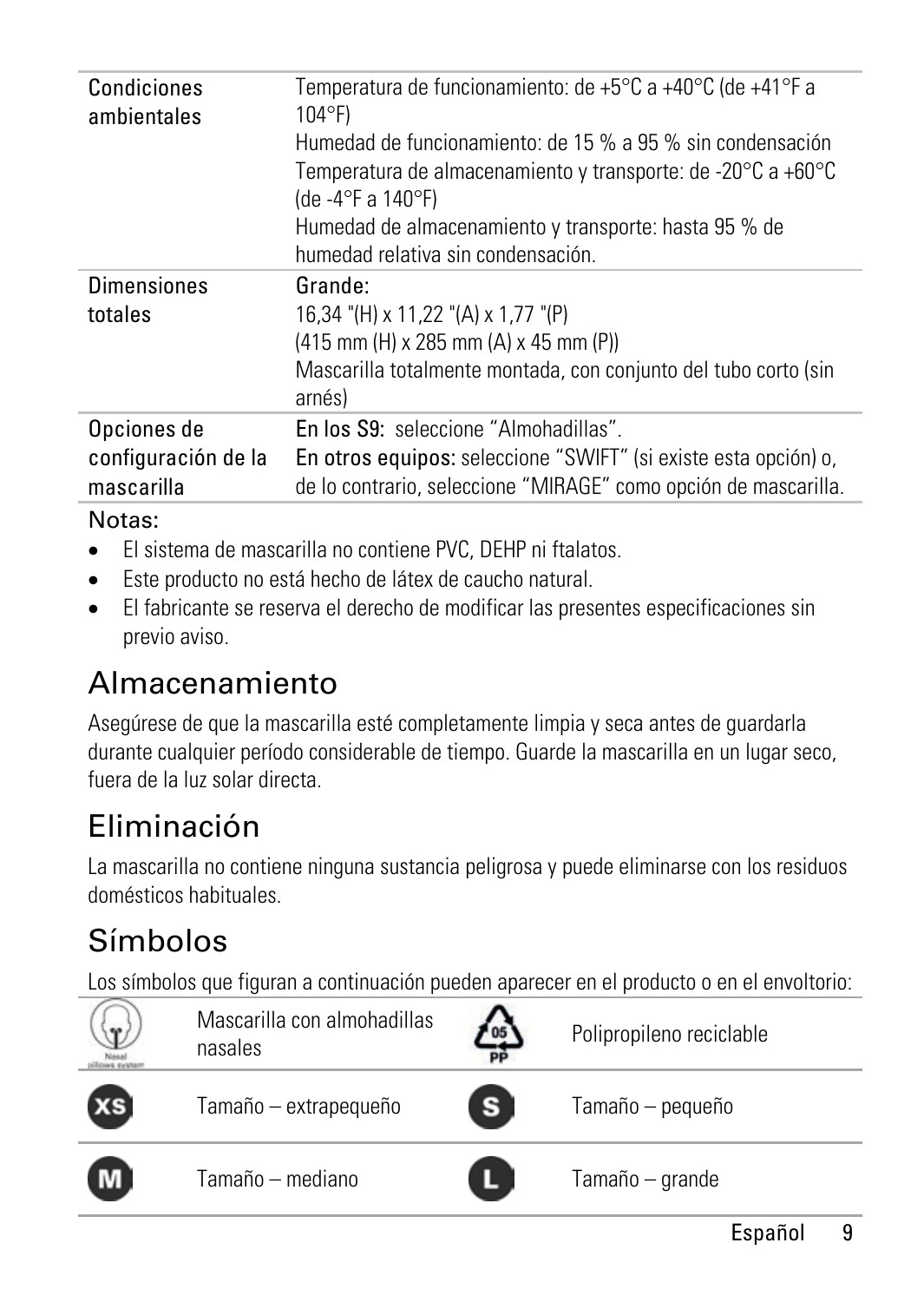| | |
|---|---|
| Condiciones ambientales | Temperatura de funcionamiento: de +5°C a +40°C (de +41°F a 104°F)<br>Humedad de funcionamiento: de 15 % a 95 % sin condensación<br>Temperatura de almacenamiento y transporte: de -20°C a +60°C (de -4°F a 140°F)<br>Humedad de almacenamiento y transporte: hasta 95 % de humedad relativa sin condensación. |
| Dimensiones totales | Grande:<br>16,34 "(H) x 11,22 "(A) x 1,77 "(P)<br>(415 mm (H) x 285 mm (A) x 45 mm (P))<br>Mascarilla totalmente montada, con conjunto del tubo corto (sin arnés) |
| Opciones de configuración de la mascarilla | En los S9: seleccione "Almohadillas".<br>En otros equipos: seleccione "SWIFT" (si existe esta opción) o, de lo contrario, seleccione "MIRAGE" como opción de mascarilla. |

Notas:

- El sistema de mascarilla no contiene PVC, DEHP ni ftalatos.
- Este producto no está hecho de látex de caucho natural.
- El fabricante se reserva el derecho de modificar las presentes especificaciones sin previo aviso.

## Almacenamiento

Asegúrese de que la mascarilla esté completamente limpia y seca antes de guardarla durante cualquier período considerable de tiempo. Guarde la mascarilla en un lugar seco, fuera de la luz solar directa.

## Eliminación

La mascarilla no contiene ninguna sustancia peligrosa y puede eliminarse con los residuos domésticos habituales.

## Símbolos

Los símbolos que figuran a continuación pueden aparecer en el producto o en el envoltorio:

| Símbolo | Significado | Símbolo | Significado |
|---|---|---|---|
| Nasal pillows system | Mascarilla con almohadillas nasales | 05 PP | Polipropileno reciclable |
| XS | Tamaño – extrapequeño | S | Tamaño – pequeño |
| M | Tamaño – mediano | L | Tamaño – grande |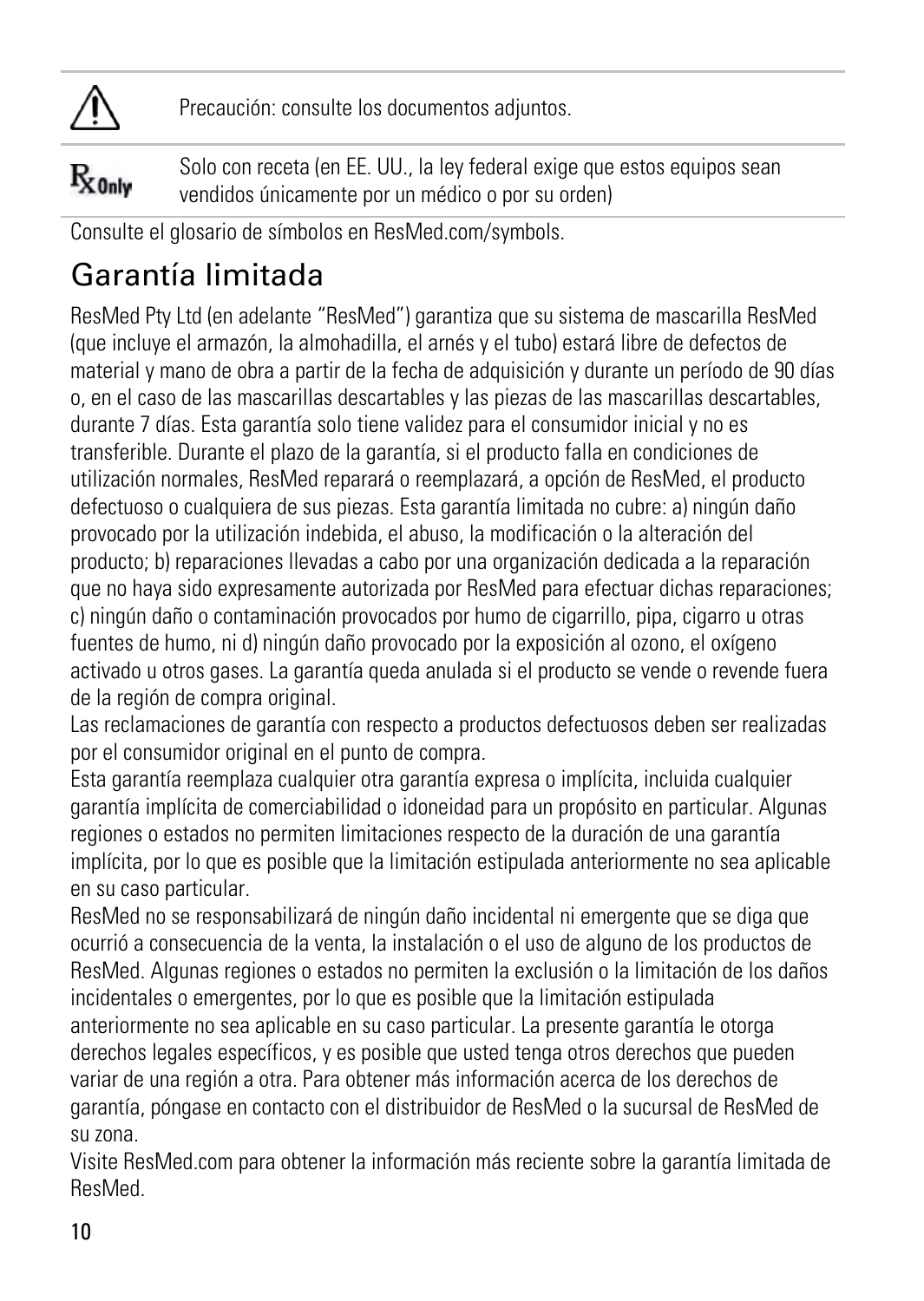| | |
|---|---|
| ⚠ | Precaución: consulte los documentos adjuntos. |
| Rx Only | Solo con receta (en EE. UU., la ley federal exige que estos equipos sean vendidos únicamente por un médico o por su orden) |

Consulte el glosario de símbolos en ResMed.com/symbols.

## Garantía limitada

ResMed Pty Ltd (en adelante "ResMed") garantiza que su sistema de mascarilla ResMed (que incluye el armazón, la almohadilla, el arnés y el tubo) estará libre de defectos de material y mano de obra a partir de la fecha de adquisición y durante un período de 90 días o, en el caso de las mascarillas descartables y las piezas de las mascarillas descartables, durante 7 días. Esta garantía solo tiene validez para el consumidor inicial y no es transferible. Durante el plazo de la garantía, si el producto falla en condiciones de utilización normales, ResMed reparará o reemplazará, a opción de ResMed, el producto defectuoso o cualquiera de sus piezas. Esta garantía limitada no cubre: a) ningún daño provocado por la utilización indebida, el abuso, la modificación o la alteración del producto; b) reparaciones llevadas a cabo por una organización dedicada a la reparación que no haya sido expresamente autorizada por ResMed para efectuar dichas reparaciones; c) ningún daño o contaminación provocados por humo de cigarrillo, pipa, cigarro u otras fuentes de humo, ni d) ningún daño provocado por la exposición al ozono, el oxígeno activado u otros gases. La garantía queda anulada si el producto se vende o revende fuera de la región de compra original.

Las reclamaciones de garantía con respecto a productos defectuosos deben ser realizadas por el consumidor original en el punto de compra.

Esta garantía reemplaza cualquier otra garantía expresa o implícita, incluida cualquier garantía implícita de comerciabilidad o idoneidad para un propósito en particular. Algunas regiones o estados no permiten limitaciones respecto de la duración de una garantía implícita, por lo que es posible que la limitación estipulada anteriormente no sea aplicable en su caso particular.

ResMed no se responsabilizará de ningún daño incidental ni emergente que se diga que ocurrió a consecuencia de la venta, la instalación o el uso de alguno de los productos de ResMed. Algunas regiones o estados no permiten la exclusión o la limitación de los daños incidentales o emergentes, por lo que es posible que la limitación estipulada anteriormente no sea aplicable en su caso particular. La presente garantía le otorga derechos legales específicos, y es posible que usted tenga otros derechos que pueden variar de una región a otra. Para obtener más información acerca de los derechos de garantía, póngase en contacto con el distribuidor de ResMed o la sucursal de ResMed de su zona.

Visite ResMed.com para obtener la información más reciente sobre la garantía limitada de ResMed.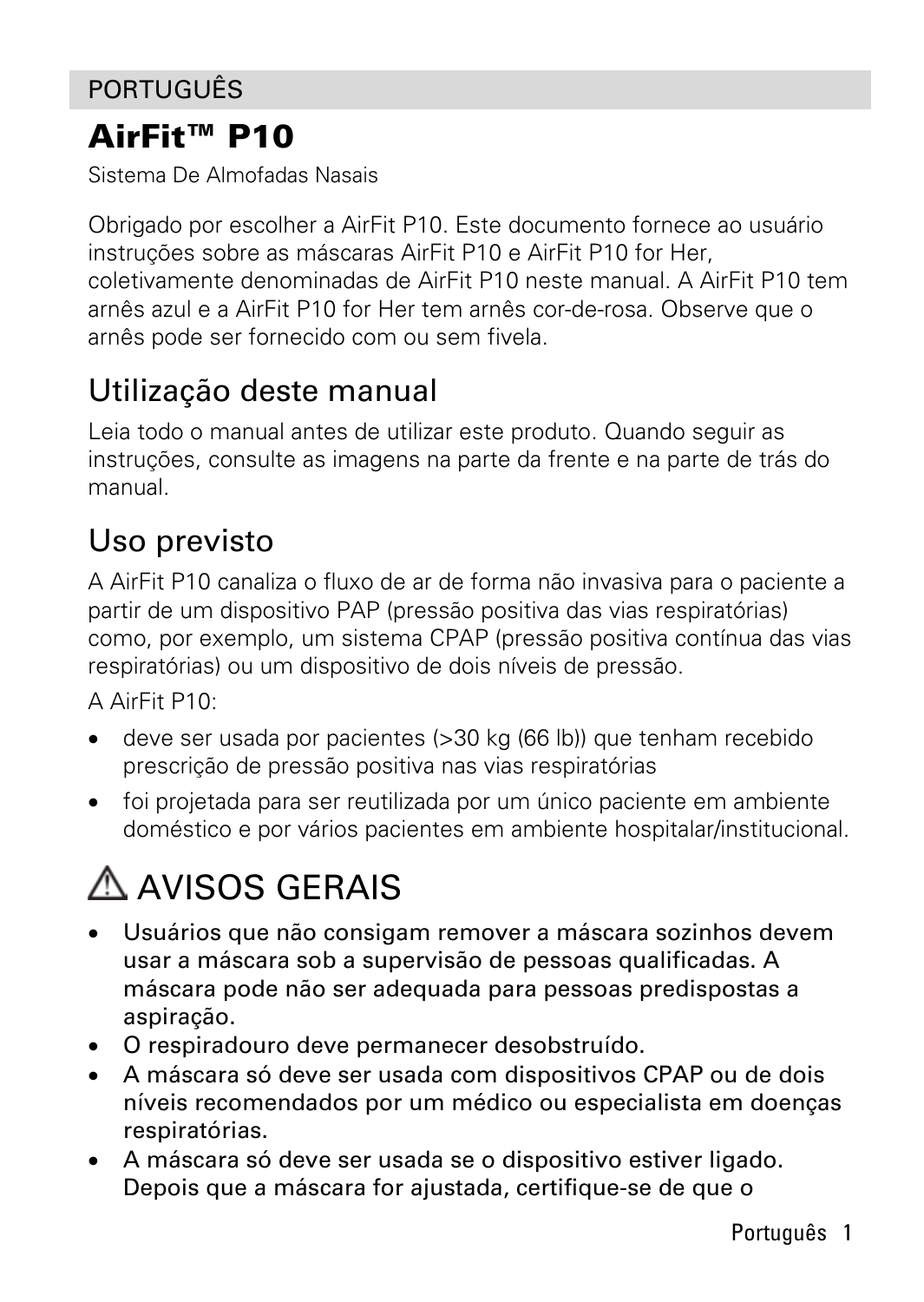PORTUGUÊS

# AirFit™ P10

Sistema De Almofadas Nasais

Obrigado por escolher a AirFit P10. Este documento fornece ao usuário instruções sobre as máscaras AirFit P10 e AirFit P10 for Her, coletivamente denominadas de AirFit P10 neste manual. A AirFit P10 tem arnês azul e a AirFit P10 for Her tem arnês cor-de-rosa. Observe que o arnês pode ser fornecido com ou sem fivela.

## Utilização deste manual

Leia todo o manual antes de utilizar este produto. Quando seguir as instruções, consulte as imagens na parte da frente e na parte de trás do manual.

## Uso previsto

A AirFit P10 canaliza o fluxo de ar de forma não invasiva para o paciente a partir de um dispositivo PAP (pressão positiva das vias respiratórias) como, por exemplo, um sistema CPAP (pressão positiva contínua das vias respiratórias) ou um dispositivo de dois níveis de pressão.

A AirFit P10:

- deve ser usada por pacientes (>30 kg (66 lb)) que tenham recebido prescrição de pressão positiva nas vias respiratórias
- foi projetada para ser reutilizada por um único paciente em ambiente doméstico e por vários pacientes em ambiente hospitalar/institucional.

## ⚠ AVISOS GERAIS

- **Usuários que não consigam remover a máscara sozinhos devem usar a máscara sob a supervisão de pessoas qualificadas. A máscara pode não ser adequada para pessoas predispostas a aspiração.**
- **O respiradouro deve permanecer desobstruído.**
- **A máscara só deve ser usada com dispositivos CPAP ou de dois níveis recomendados por um médico ou especialista em doenças respiratórias.**
- **A máscara só deve ser usada se o dispositivo estiver ligado. Depois que a máscara for ajustada, certifique-se de que o**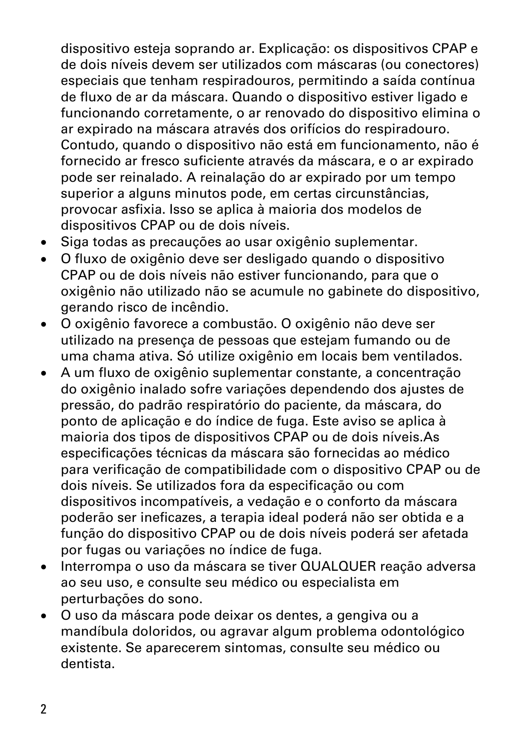dispositivo esteja soprando ar. Explicação: os dispositivos CPAP e de dois níveis devem ser utilizados com máscaras (ou conectores) especiais que tenham respiradouros, permitindo a saída contínua de fluxo de ar da máscara. Quando o dispositivo estiver ligado e funcionando corretamente, o ar renovado do dispositivo elimina o ar expirado na máscara através dos orifícios do respiradouro. Contudo, quando o dispositivo não está em funcionamento, não é fornecido ar fresco suficiente através da máscara, e o ar expirado pode ser reinalado. A reinalação do ar expirado por um tempo superior a alguns minutos pode, em certas circunstâncias, provocar asfixia. Isso se aplica à maioria dos modelos de dispositivos CPAP ou de dois níveis.

- Siga todas as precauções ao usar oxigênio suplementar.
- O fluxo de oxigênio deve ser desligado quando o dispositivo CPAP ou de dois níveis não estiver funcionando, para que o oxigênio não utilizado não se acumule no gabinete do dispositivo, gerando risco de incêndio.
- O oxigênio favorece a combustão. O oxigênio não deve ser utilizado na presença de pessoas que estejam fumando ou de uma chama ativa. Só utilize oxigênio em locais bem ventilados.
- A um fluxo de oxigênio suplementar constante, a concentração do oxigênio inalado sofre variações dependendo dos ajustes de pressão, do padrão respiratório do paciente, da máscara, do ponto de aplicação e do índice de fuga. Este aviso se aplica à maioria dos tipos de dispositivos CPAP ou de dois níveis.As especificações técnicas da máscara são fornecidas ao médico para verificação de compatibilidade com o dispositivo CPAP ou de dois níveis. Se utilizados fora da especificação ou com dispositivos incompatíveis, a vedação e o conforto da máscara poderão ser ineficazes, a terapia ideal poderá não ser obtida e a função do dispositivo CPAP ou de dois níveis poderá ser afetada por fugas ou variações no índice de fuga.
- Interrompa o uso da máscara se tiver QUALQUER reação adversa ao seu uso, e consulte seu médico ou especialista em perturbações do sono.
- O uso da máscara pode deixar os dentes, a gengiva ou a mandíbula doloridos, ou agravar algum problema odontológico existente. Se aparecerem sintomas, consulte seu médico ou dentista.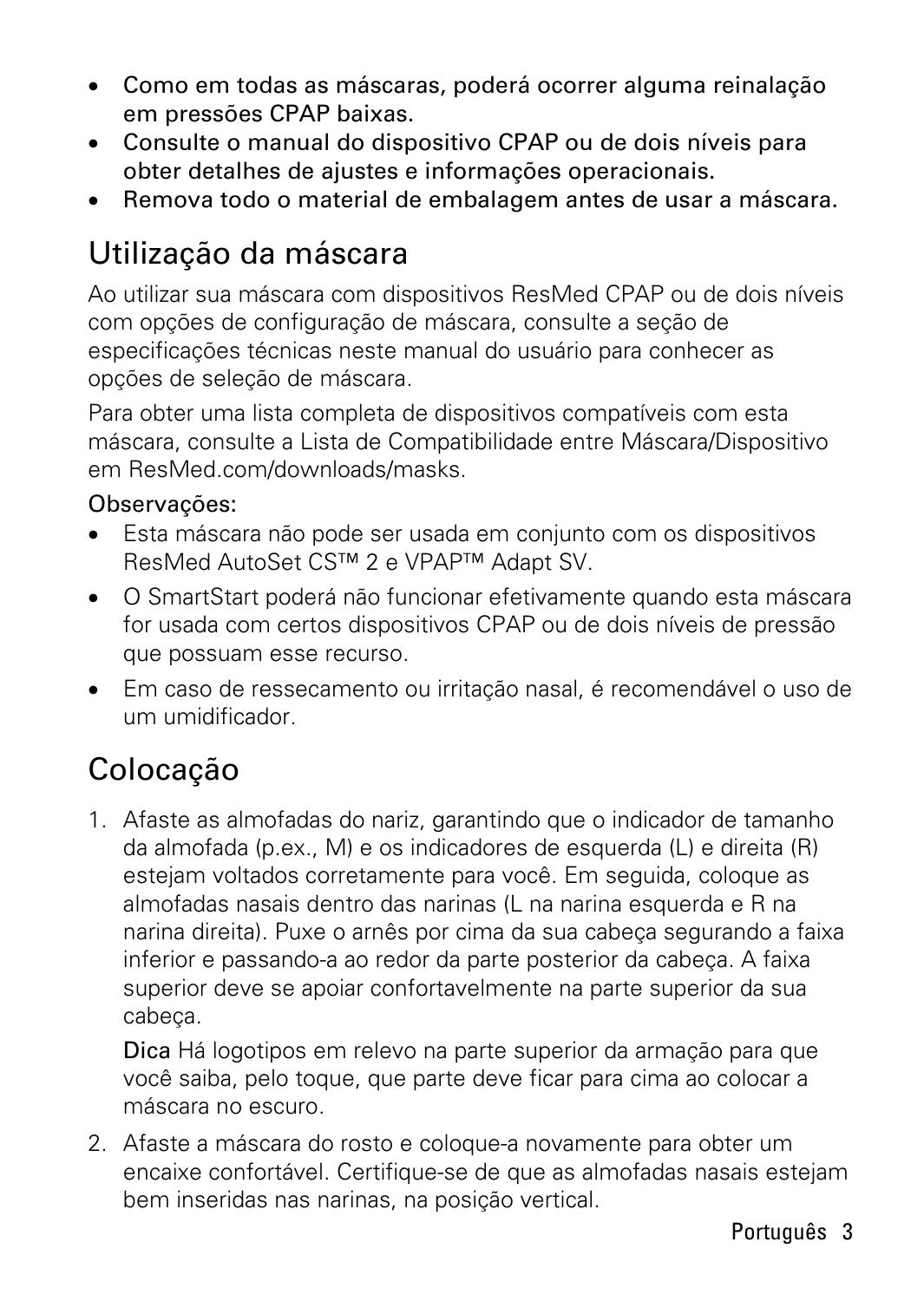- Como em todas as máscaras, poderá ocorrer alguma reinalação em pressões CPAP baixas.
- Consulte o manual do dispositivo CPAP ou de dois níveis para obter detalhes de ajustes e informações operacionais.
- Remova todo o material de embalagem antes de usar a máscara.

## Utilização da máscara

Ao utilizar sua máscara com dispositivos ResMed CPAP ou de dois níveis com opções de configuração de máscara, consulte a seção de especificações técnicas neste manual do usuário para conhecer as opções de seleção de máscara.

Para obter uma lista completa de dispositivos compatíveis com esta máscara, consulte a Lista de Compatibilidade entre Máscara/Dispositivo em ResMed.com/downloads/masks.

Observações:

- Esta máscara não pode ser usada em conjunto com os dispositivos ResMed AutoSet CS™ 2 e VPAP™ Adapt SV.
- O SmartStart poderá não funcionar efetivamente quando esta máscara for usada com certos dispositivos CPAP ou de dois níveis de pressão que possuam esse recurso.
- Em caso de ressecamento ou irritação nasal, é recomendável o uso de um umidificador.

## Colocação

1. Afaste as almofadas do nariz, garantindo que o indicador de tamanho da almofada (p.ex., M) e os indicadores de esquerda (L) e direita (R) estejam voltados corretamente para você. Em seguida, coloque as almofadas nasais dentro das narinas (L na narina esquerda e R na narina direita). Puxe o arnês por cima da sua cabeça segurando a faixa inferior e passando-a ao redor da parte posterior da cabeça. A faixa superior deve se apoiar confortavelmente na parte superior da sua cabeça.

   **Dica** Há logotipos em relevo na parte superior da armação para que você saiba, pelo toque, que parte deve ficar para cima ao colocar a máscara no escuro.

2. Afaste a máscara do rosto e coloque-a novamente para obter um encaixe confortável. Certifique-se de que as almofadas nasais estejam bem inseridas nas narinas, na posição vertical.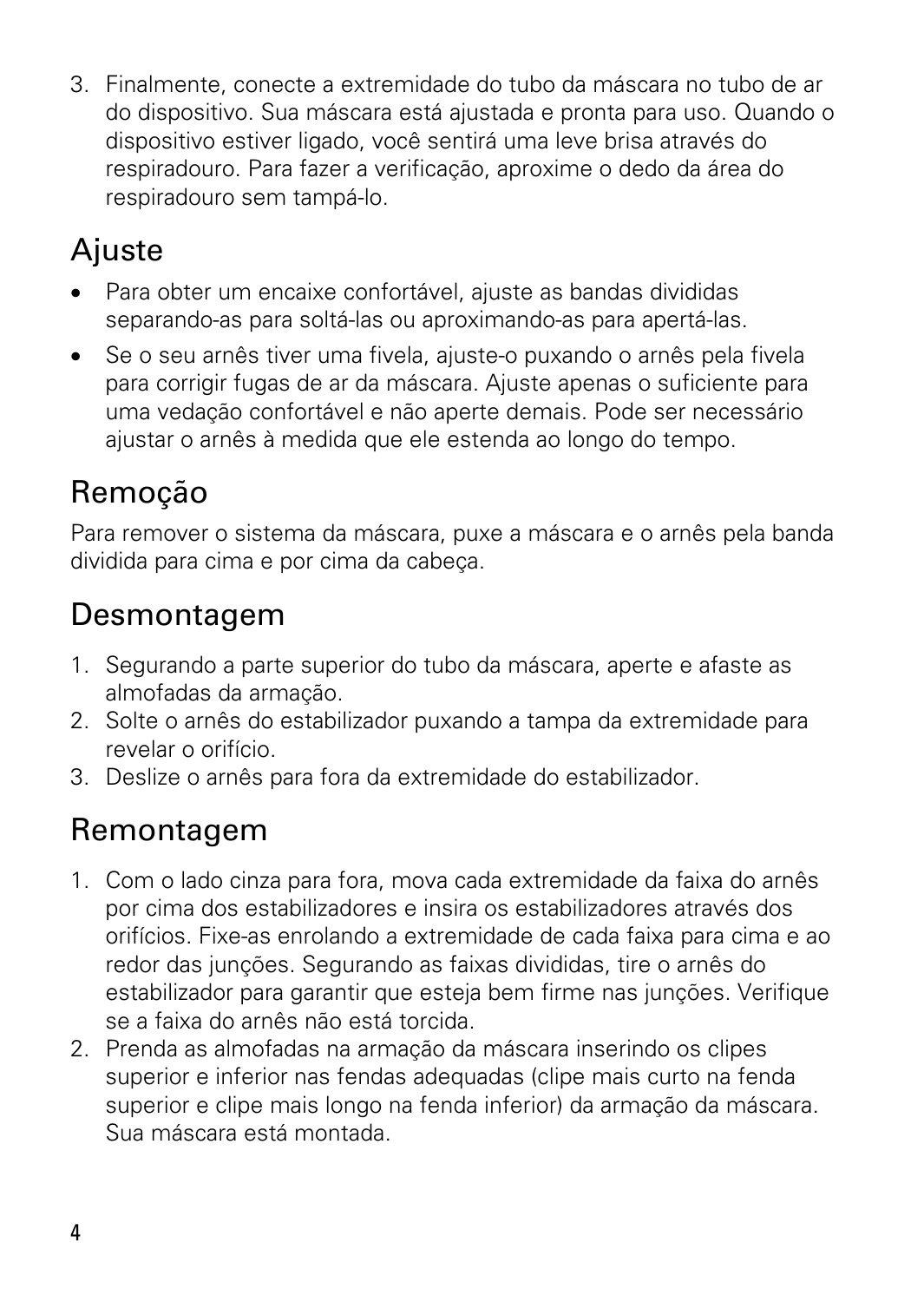3. Finalmente, conecte a extremidade do tubo da máscara no tubo de ar do dispositivo. Sua máscara está ajustada e pronta para uso. Quando o dispositivo estiver ligado, você sentirá uma leve brisa através do respiradouro. Para fazer a verificação, aproxime o dedo da área do respiradouro sem tampá-lo.

## Ajuste

- Para obter um encaixe confortável, ajuste as bandas divididas separando-as para soltá-las ou aproximando-as para apertá-las.
- Se o seu arnês tiver uma fivela, ajuste-o puxando o arnês pela fivela para corrigir fugas de ar da máscara. Ajuste apenas o suficiente para uma vedação confortável e não aperte demais. Pode ser necessário ajustar o arnês à medida que ele estenda ao longo do tempo.

## Remoção

Para remover o sistema da máscara, puxe a máscara e o arnês pela banda dividida para cima e por cima da cabeça.

## Desmontagem

1. Segurando a parte superior do tubo da máscara, aperte e afaste as almofadas da armação.
2. Solte o arnês do estabilizador puxando a tampa da extremidade para revelar o orifício.
3. Deslize o arnês para fora da extremidade do estabilizador.

## Remontagem

1. Com o lado cinza para fora, mova cada extremidade da faixa do arnês por cima dos estabilizadores e insira os estabilizadores através dos orifícios. Fixe-as enrolando a extremidade de cada faixa para cima e ao redor das junções. Segurando as faixas divididas, tire o arnês do estabilizador para garantir que esteja bem firme nas junções. Verifique se a faixa do arnês não está torcida.
2. Prenda as almofadas na armação da máscara inserindo os clipes superior e inferior nas fendas adequadas (clipe mais curto na fenda superior e clipe mais longo na fenda inferior) da armação da máscara. Sua máscara está montada.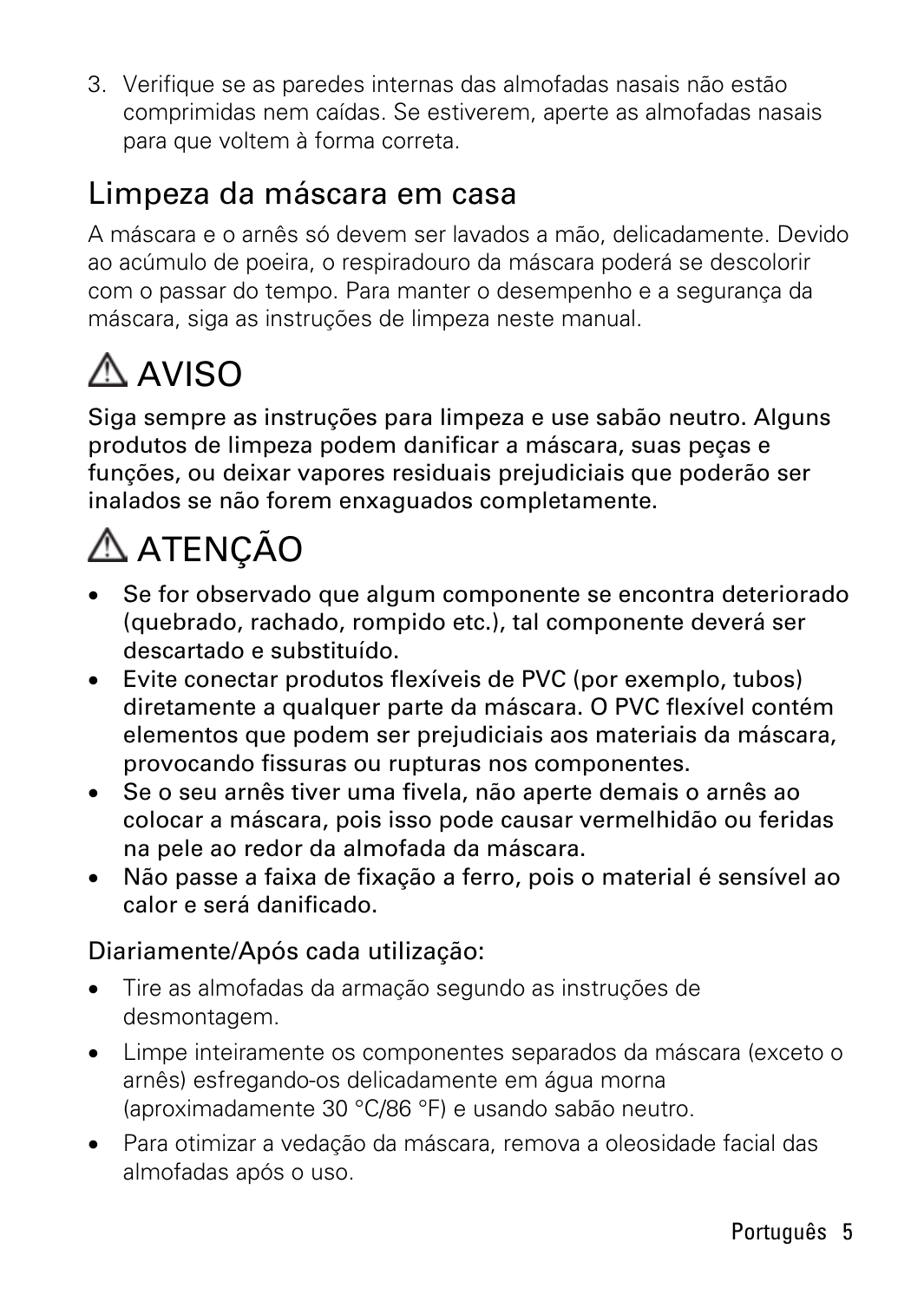3. Verifique se as paredes internas das almofadas nasais não estão comprimidas nem caídas. Se estiverem, aperte as almofadas nasais para que voltem à forma correta.

## Limpeza da máscara em casa

A máscara e o arnês só devem ser lavados a mão, delicadamente. Devido ao acúmulo de poeira, o respiradouro da máscara poderá se descolorir com o passar do tempo. Para manter o desempenho e a segurança da máscara, siga as instruções de limpeza neste manual.

## ⚠ AVISO

**Siga sempre as instruções para limpeza e use sabão neutro. Alguns produtos de limpeza podem danificar a máscara, suas peças e funções, ou deixar vapores residuais prejudiciais que poderão ser inalados se não forem enxaguados completamente.**

## ⚠ ATENÇÃO

- **Se for observado que algum componente se encontra deteriorado (quebrado, rachado, rompido etc.), tal componente deverá ser descartado e substituído.**
- **Evite conectar produtos flexíveis de PVC (por exemplo, tubos) diretamente a qualquer parte da máscara. O PVC flexível contém elementos que podem ser prejudiciais aos materiais da máscara, provocando fissuras ou rupturas nos componentes.**
- **Se o seu arnês tiver uma fivela, não aperte demais o arnês ao colocar a máscara, pois isso pode causar vermelhidão ou feridas na pele ao redor da almofada da máscara.**
- **Não passe a faixa de fixação a ferro, pois o material é sensível ao calor e será danificado.**

### Diariamente/Após cada utilização:

- Tire as almofadas da armação segundo as instruções de desmontagem.
- Limpe inteiramente os componentes separados da máscara (exceto o arnês) esfregando-os delicadamente em água morna (aproximadamente 30 °C/86 °F) e usando sabão neutro.
- Para otimizar a vedação da máscara, remova a oleosidade facial das almofadas após o uso.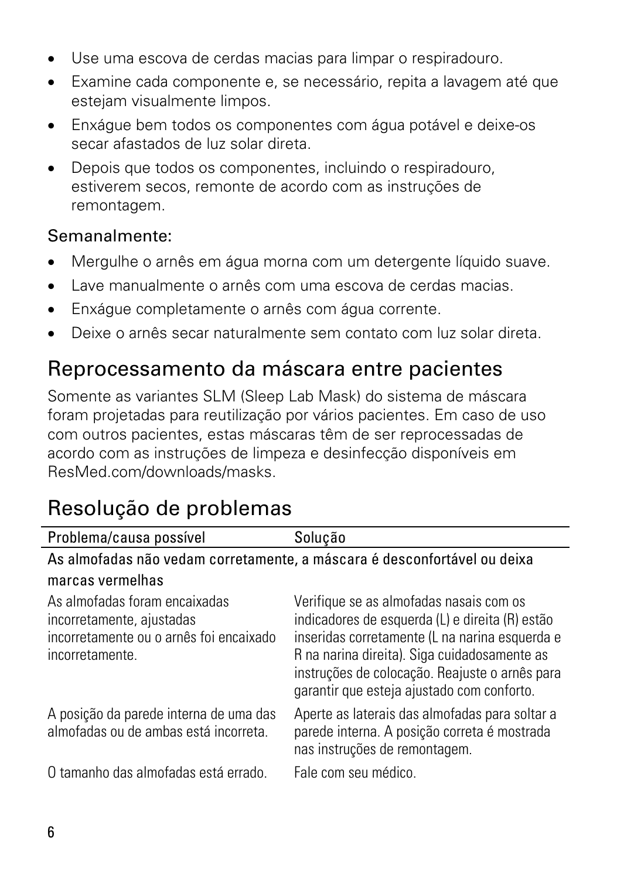- Use uma escova de cerdas macias para limpar o respiradouro.
- Examine cada componente e, se necessário, repita a lavagem até que estejam visualmente limpos.
- Enxágue bem todos os componentes com água potável e deixe-os secar afastados de luz solar direta.
- Depois que todos os componentes, incluindo o respiradouro, estiverem secos, remonte de acordo com as instruções de remontagem.

Semanalmente:

- Mergulhe o arnês em água morna com um detergente líquido suave.
- Lave manualmente o arnês com uma escova de cerdas macias.
- Enxágue completamente o arnês com água corrente.
- Deixe o arnês secar naturalmente sem contato com luz solar direta.

## Reprocessamento da máscara entre pacientes

Somente as variantes SLM (Sleep Lab Mask) do sistema de máscara foram projetadas para reutilização por vários pacientes. Em caso de uso com outros pacientes, estas máscaras têm de ser reprocessadas de acordo com as instruções de limpeza e desinfecção disponíveis em ResMed.com/downloads/masks.

## Resolução de problemas

| Problema/causa possível | Solução |
| --- | --- |
| **As almofadas não vedam corretamente, a máscara é desconfortável ou deixa marcas vermelhas** | |
| As almofadas foram encaixadas incorretamente, ajustadas incorretamente ou o arnês foi encaixado incorretamente. | Verifique se as almofadas nasais com os indicadores de esquerda (L) e direita (R) estão inseridas corretamente (L na narina esquerda e R na narina direita). Siga cuidadosamente as instruções de colocação. Reajuste o arnês para garantir que esteja ajustado com conforto. |
| A posição da parede interna de uma das almofadas ou de ambas está incorreta. | Aperte as laterais das almofadas para soltar a parede interna. A posição correta é mostrada nas instruções de remontagem. |
| O tamanho das almofadas está errado. | Fale com seu médico. |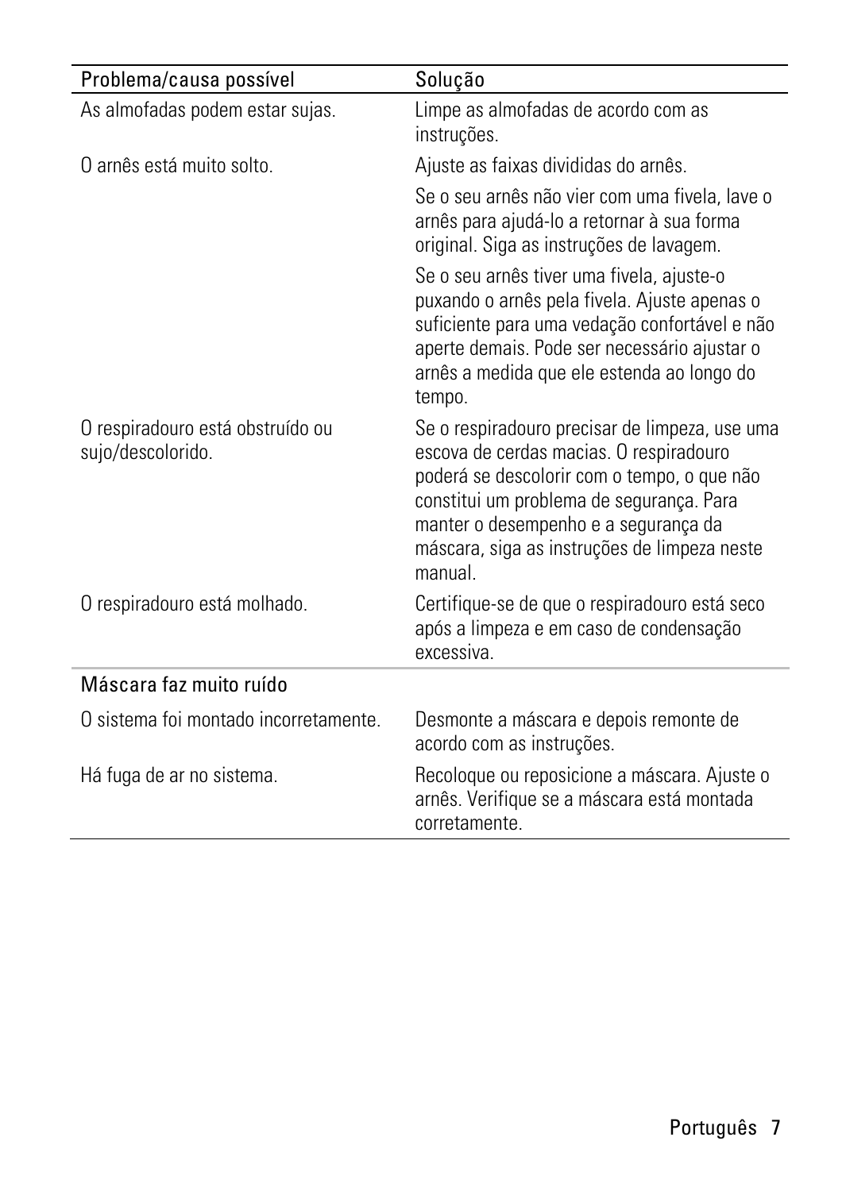| Problema/causa possível | Solução |
| --- | --- |
| As almofadas podem estar sujas. | Limpe as almofadas de acordo com as instruções. |
| O arnês está muito solto. | Ajuste as faixas divididas do arnês. |
| | Se o seu arnês não vier com uma fivela, lave o arnês para ajudá-lo a retornar à sua forma original. Siga as instruções de lavagem. |
| | Se o seu arnês tiver uma fivela, ajuste-o puxando o arnês pela fivela. Ajuste apenas o suficiente para uma vedação confortável e não aperte demais. Pode ser necessário ajustar o arnês a medida que ele estenda ao longo do tempo. |
| O respiradouro está obstruído ou sujo/descolorido. | Se o respiradouro precisar de limpeza, use uma escova de cerdas macias. O respiradouro poderá se descolorir com o tempo, o que não constitui um problema de segurança. Para manter o desempenho e a segurança da máscara, siga as instruções de limpeza neste manual. |
| O respiradouro está molhado. | Certifique-se de que o respiradouro está seco após a limpeza e em caso de condensação excessiva. |
| **Máscara faz muito ruído** | |
| O sistema foi montado incorretamente. | Desmonte a máscara e depois remonte de acordo com as instruções. |
| Há fuga de ar no sistema. | Recoloque ou reposicione a máscara. Ajuste o arnês. Verifique se a máscara está montada corretamente. |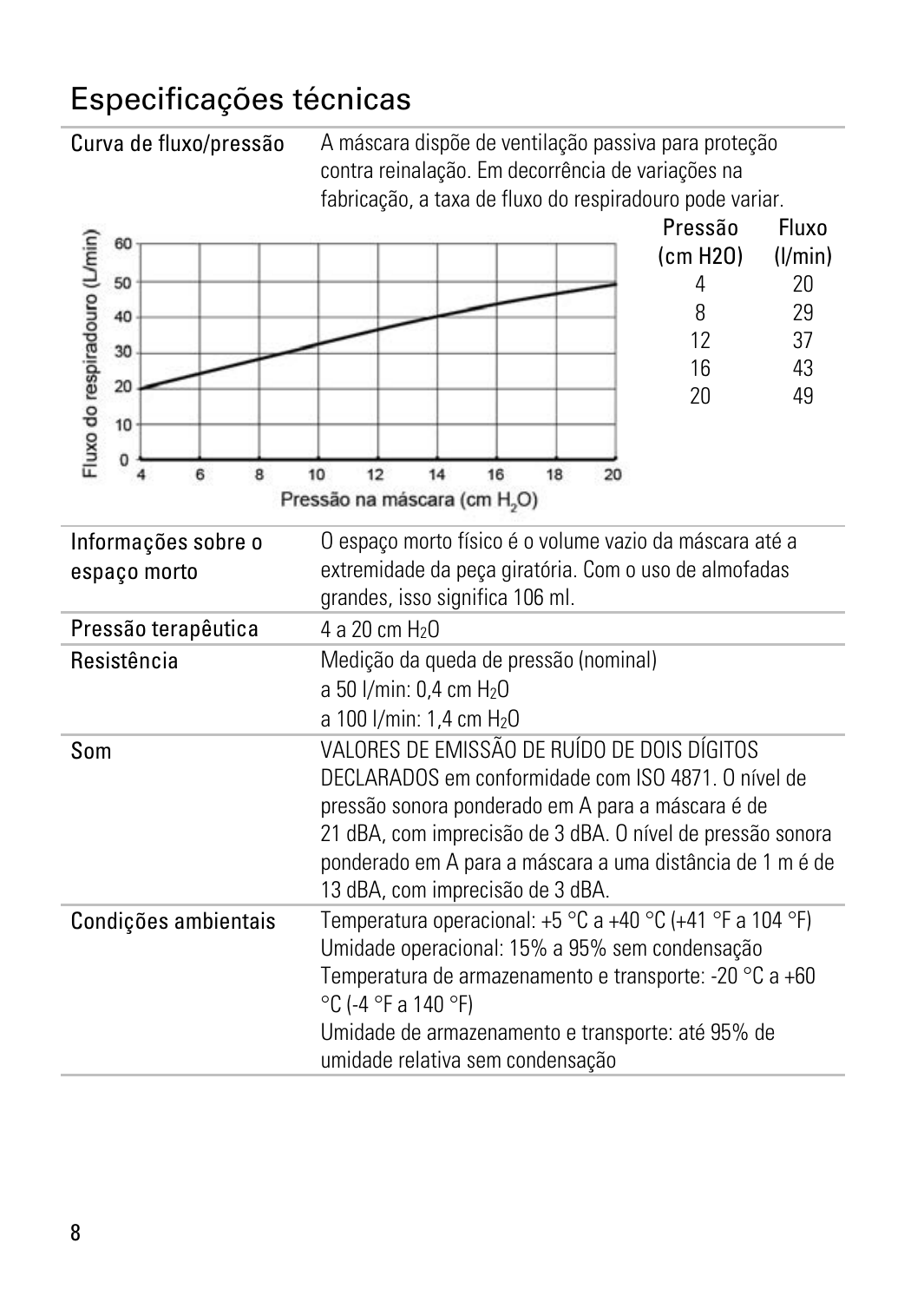# Especificações técnicas

**Curva de fluxo/pressão**

A máscara dispõe de ventilação passiva para proteção contra reinalação. Em decorrência de variações na fabricação, a taxa de fluxo do respiradouro pode variar.

| Pressão (cm H2O) | Fluxo (l/min) |
|---|---|
| 4 | 20 |
| 8 | 29 |
| 12 | 37 |
| 16 | 43 |
| 20 | 49 |

**Informações sobre o espaço morto**

O espaço morto físico é o volume vazio da máscara até a extremidade da peça giratória. Com o uso de almofadas grandes, isso significa 106 ml.

**Pressão terapêutica**

4 a 20 cm $H_2O$

**Resistência**

Medição da queda de pressão (nominal)
a 50 l/min: 0,4 cm $H_2O$
a 100 l/min: 1,4 cm $H_2O$

**Som**

VALORES DE EMISSÃO DE RUÍDO DE DOIS DÍGITOS DECLARADOS em conformidade com ISO 4871. O nível de pressão sonora ponderado em A para a máscara é de 21 dBA, com imprecisão de 3 dBA. O nível de pressão sonora ponderado em A para a máscara a uma distância de 1 m é de 13 dBA, com imprecisão de 3 dBA.

**Condições ambientais**

Temperatura operacional: +5 °C a +40 °C (+41 °F a 104 °F)
Umidade operacional: 15% a 95% sem condensação
Temperatura de armazenamento e transporte: -20 °C a +60 °C (-4 °F a 140 °F)
Umidade de armazenamento e transporte: até 95% de umidade relativa sem condensação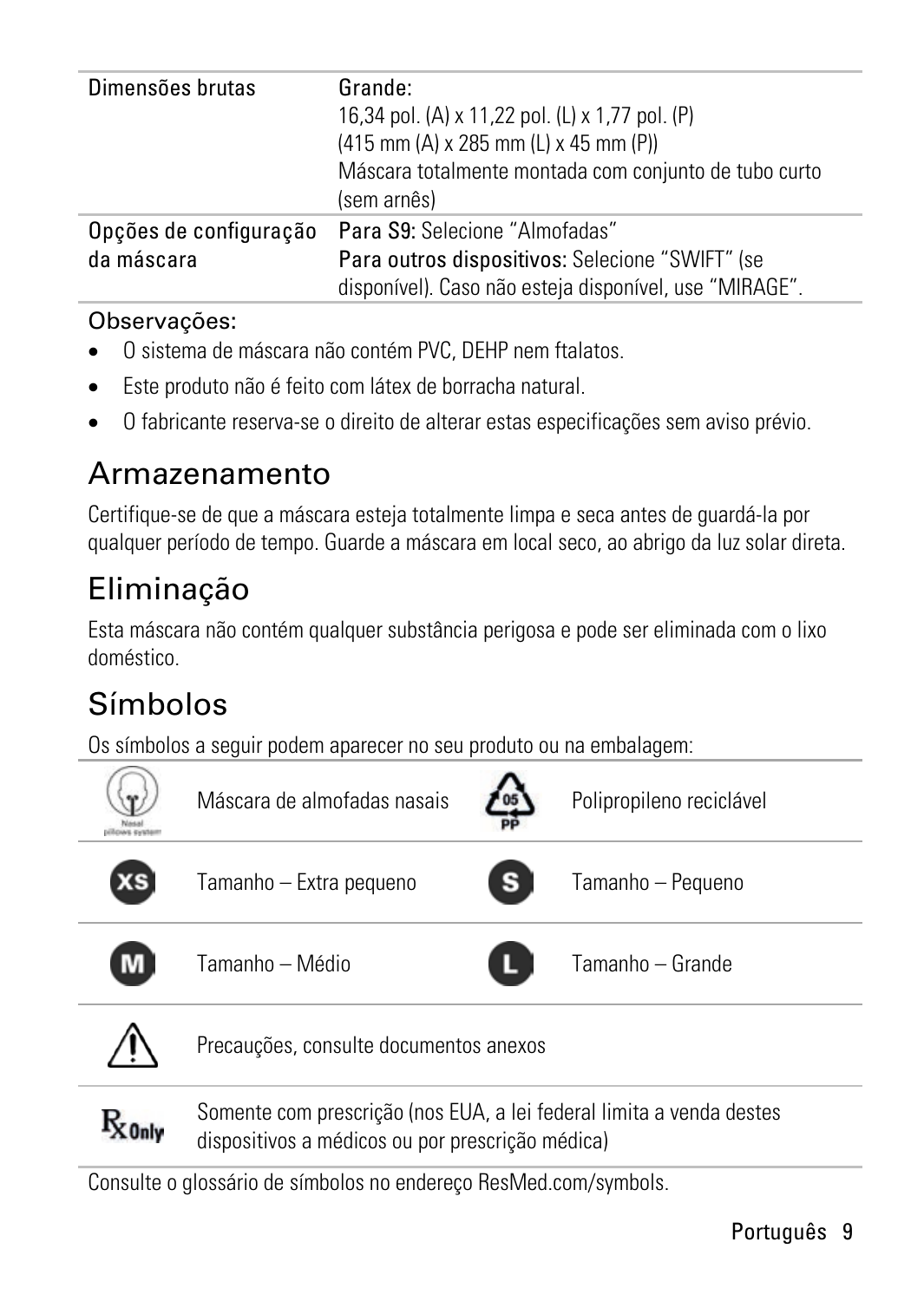| | |
|---|---|
| Dimensões brutas | Grande:<br>16,34 pol. (A) x 11,22 pol. (L) x 1,77 pol. (P)<br>(415 mm (A) x 285 mm (L) x 45 mm (P))<br>Máscara totalmente montada com conjunto de tubo curto (sem arnês) |
| Opções de configuração da máscara | **Para S9:** Selecione "Almofadas"<br>**Para outros dispositivos:** Selecione "SWIFT" (se disponível). Caso não esteja disponível, use "MIRAGE". |

Observações:

- O sistema de máscara não contém PVC, DEHP nem ftalatos.
- Este produto não é feito com látex de borracha natural.
- O fabricante reserva-se o direito de alterar estas especificações sem aviso prévio.

## Armazenamento

Certifique-se de que a máscara esteja totalmente limpa e seca antes de guardá-la por qualquer período de tempo. Guarde a máscara em local seco, ao abrigo da luz solar direta.

## Eliminação

Esta máscara não contém qualquer substância perigosa e pode ser eliminada com o lixo doméstico.

## Símbolos

Os símbolos a seguir podem aparecer no seu produto ou na embalagem:

| | | | |
|---|---|---|---|
| Nasal pillows system | Máscara de almofadas nasais | 05 PP | Polipropileno reciclável |
| XS | Tamanho – Extra pequeno | S | Tamanho – Pequeno |
| M | Tamanho – Médio | L | Tamanho – Grande |
| ⚠ | Precauções, consulte documentos anexos | | |
| Rx Only | Somente com prescrição (nos EUA, a lei federal limita a venda destes dispositivos a médicos ou por prescrição médica) | | |

Consulte o glossário de símbolos no endereço ResMed.com/symbols.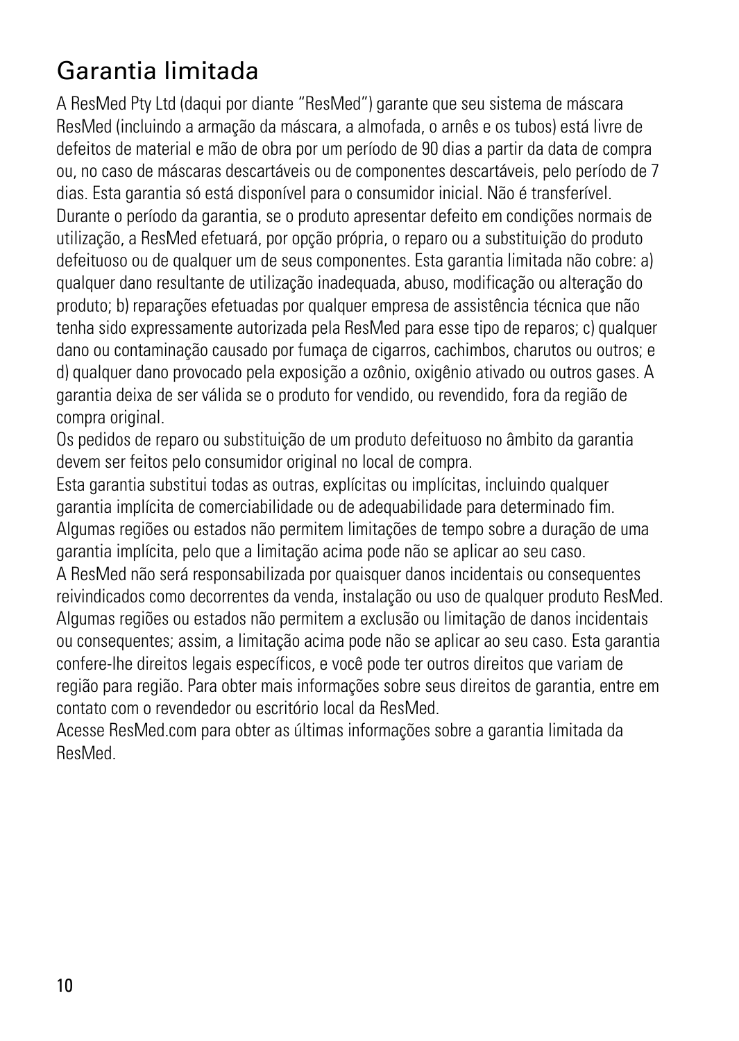# Garantia limitada

A ResMed Pty Ltd (daqui por diante "ResMed") garante que seu sistema de máscara ResMed (incluindo a armação da máscara, a almofada, o arnês e os tubos) está livre de defeitos de material e mão de obra por um período de 90 dias a partir da data de compra ou, no caso de máscaras descartáveis ou de componentes descartáveis, pelo período de 7 dias. Esta garantia só está disponível para o consumidor inicial. Não é transferível.

Durante o período da garantia, se o produto apresentar defeito em condições normais de utilização, a ResMed efetuará, por opção própria, o reparo ou a substituição do produto defeituoso ou de qualquer um de seus componentes. Esta garantia limitada não cobre: a) qualquer dano resultante de utilização inadequada, abuso, modificação ou alteração do produto; b) reparações efetuadas por qualquer empresa de assistência técnica que não tenha sido expressamente autorizada pela ResMed para esse tipo de reparos; c) qualquer dano ou contaminação causado por fumaça de cigarros, cachimbos, charutos ou outros; e d) qualquer dano provocado pela exposição a ozônio, oxigênio ativado ou outros gases. A garantia deixa de ser válida se o produto for vendido, ou revendido, fora da região de compra original.

Os pedidos de reparo ou substituição de um produto defeituoso no âmbito da garantia devem ser feitos pelo consumidor original no local de compra.

Esta garantia substitui todas as outras, explícitas ou implícitas, incluindo qualquer garantia implícita de comerciabilidade ou de adequabilidade para determinado fim. Algumas regiões ou estados não permitem limitações de tempo sobre a duração de uma garantia implícita, pelo que a limitação acima pode não se aplicar ao seu caso.

A ResMed não será responsabilizada por quaisquer danos incidentais ou consequentes reivindicados como decorrentes da venda, instalação ou uso de qualquer produto ResMed. Algumas regiões ou estados não permitem a exclusão ou limitação de danos incidentais ou consequentes; assim, a limitação acima pode não se aplicar ao seu caso. Esta garantia confere-lhe direitos legais específicos, e você pode ter outros direitos que variam de região para região. Para obter mais informações sobre seus direitos de garantia, entre em contato com o revendedor ou escritório local da ResMed.

Acesse ResMed.com para obter as últimas informações sobre a garantia limitada da ResMed.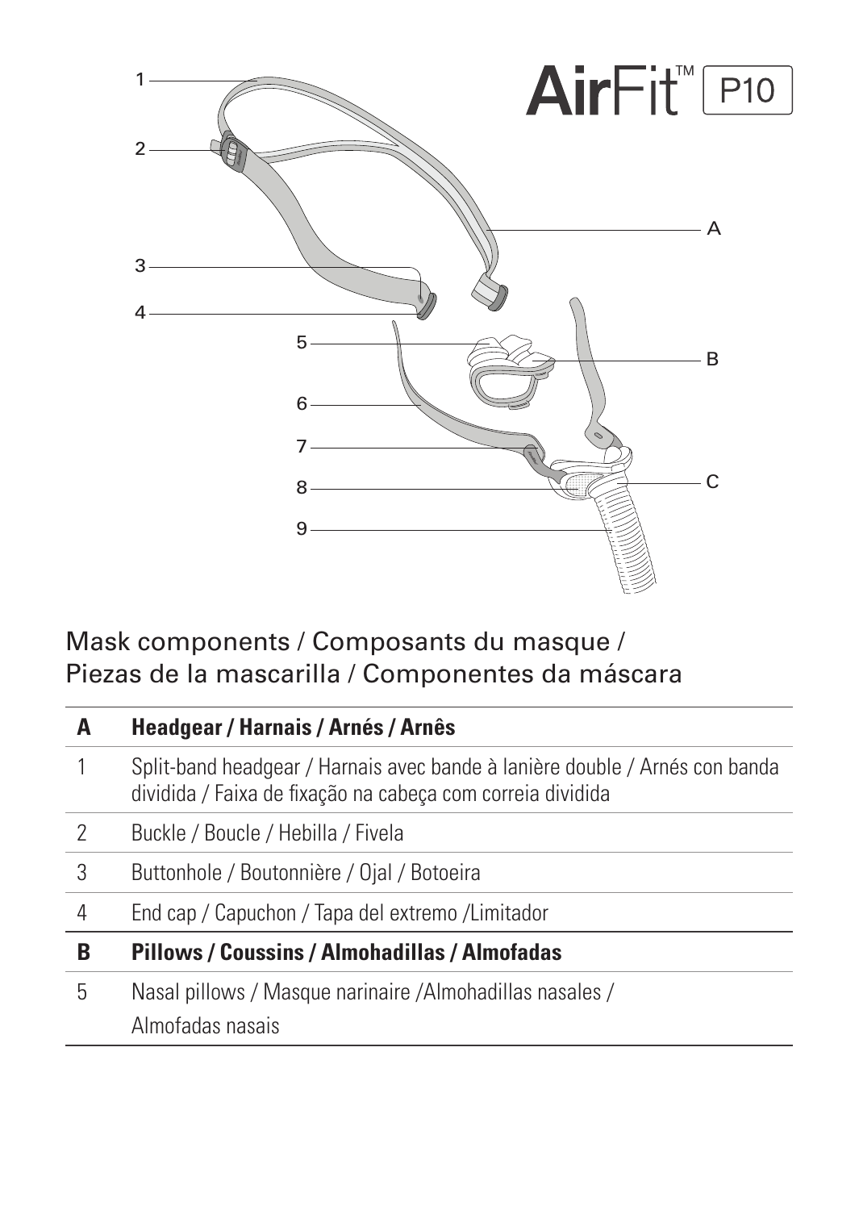AirFit™ P10

## Mask components / Composants du masque / Piezas de la mascarilla / Componentes da máscara

| | |
|---|---|
| **A** | **Headgear / Harnais / Arnés / Arnês** |
| 1 | Split-band headgear / Harnais avec bande à lanière double / Arnés con banda dividida / Faixa de fixação na cabeça com correia dividida |
| 2 | Buckle / Boucle / Hebilla / Fivela |
| 3 | Buttonhole / Boutonnière / Ojal / Botoeira |
| 4 | End cap / Capuchon / Tapa del extremo /Limitador |
| **B** | **Pillows / Coussins / Almohadillas / Almofadas** |
| 5 | Nasal pillows / Masque narinaire /Almohadillas nasales / Almofadas nasais |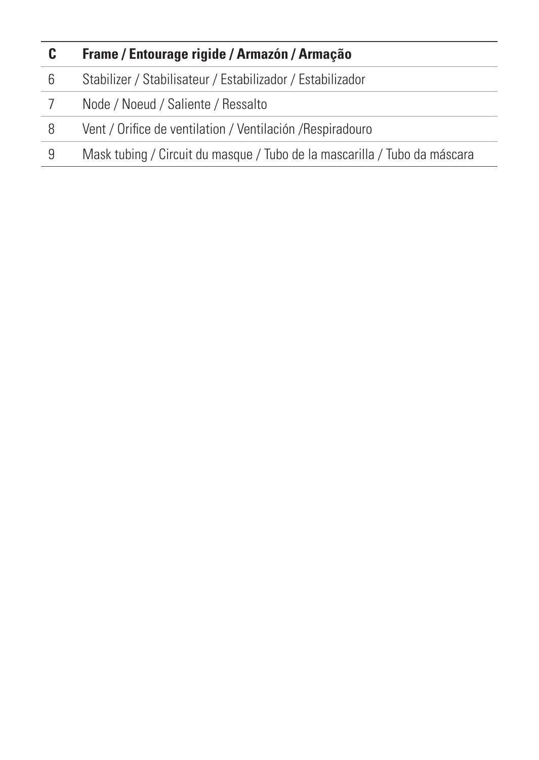| C | **Frame / Entourage rigide / Armazón / Armação** |
|---|---|
| 6 | Stabilizer / Stabilisateur / Estabilizador / Estabilizador |
| 7 | Node / Noeud / Saliente / Ressalto |
| 8 | Vent / Orifice de ventilation / Ventilación /Respiradouro |
| 9 | Mask tubing / Circuit du masque / Tubo de la mascarilla / Tubo da máscara |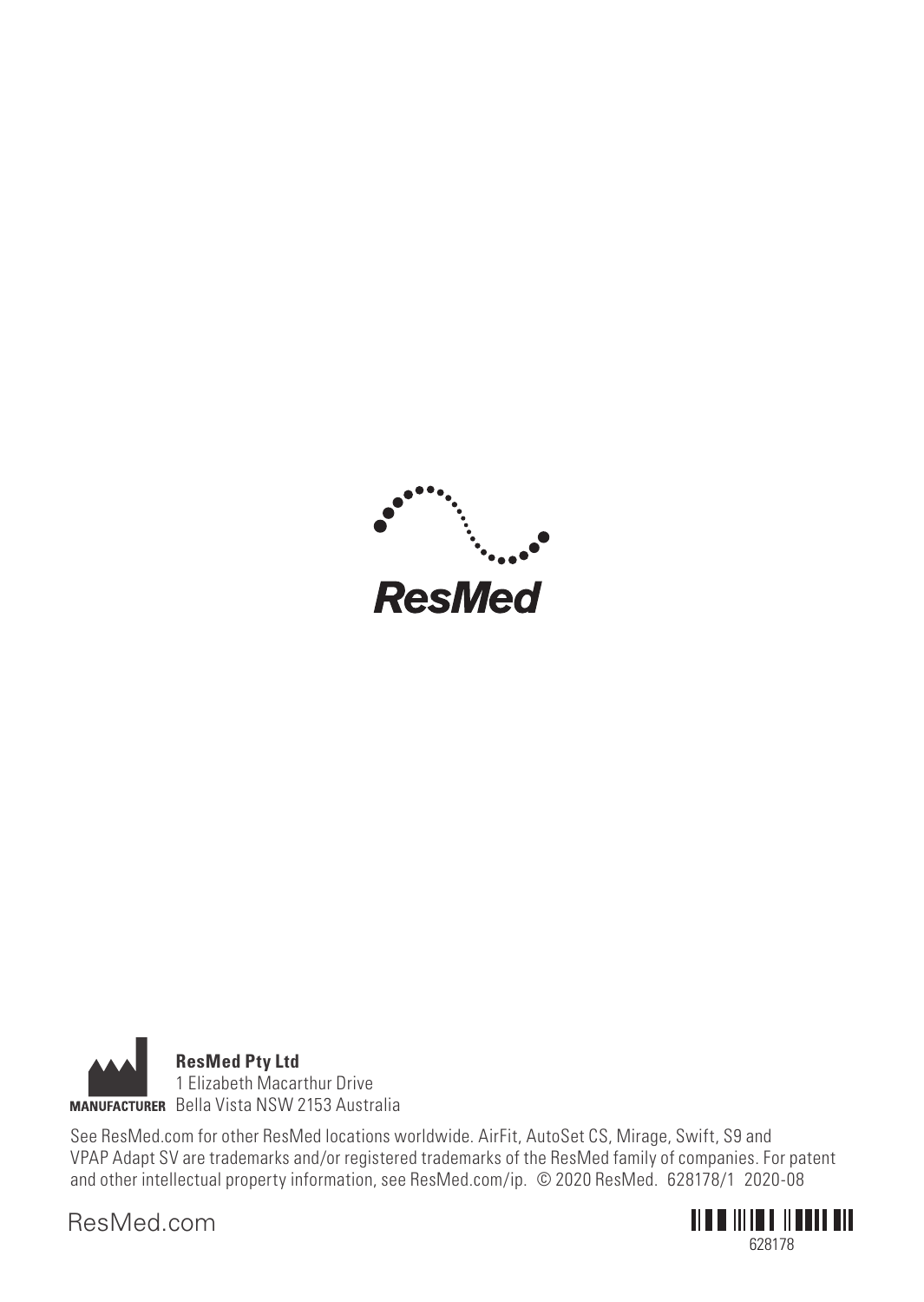ResMed

MANUFACTURER **ResMed Pty Ltd**
1 Elizabeth Macarthur Drive
Bella Vista NSW 2153 Australia

See ResMed.com for other ResMed locations worldwide. AirFit, AutoSet CS, Mirage, Swift, S9 and VPAP Adapt SV are trademarks and/or registered trademarks of the ResMed family of companies. For patent and other intellectual property information, see ResMed.com/ip. © 2020 ResMed. 628178/1 2020-08

ResMed.com

628178